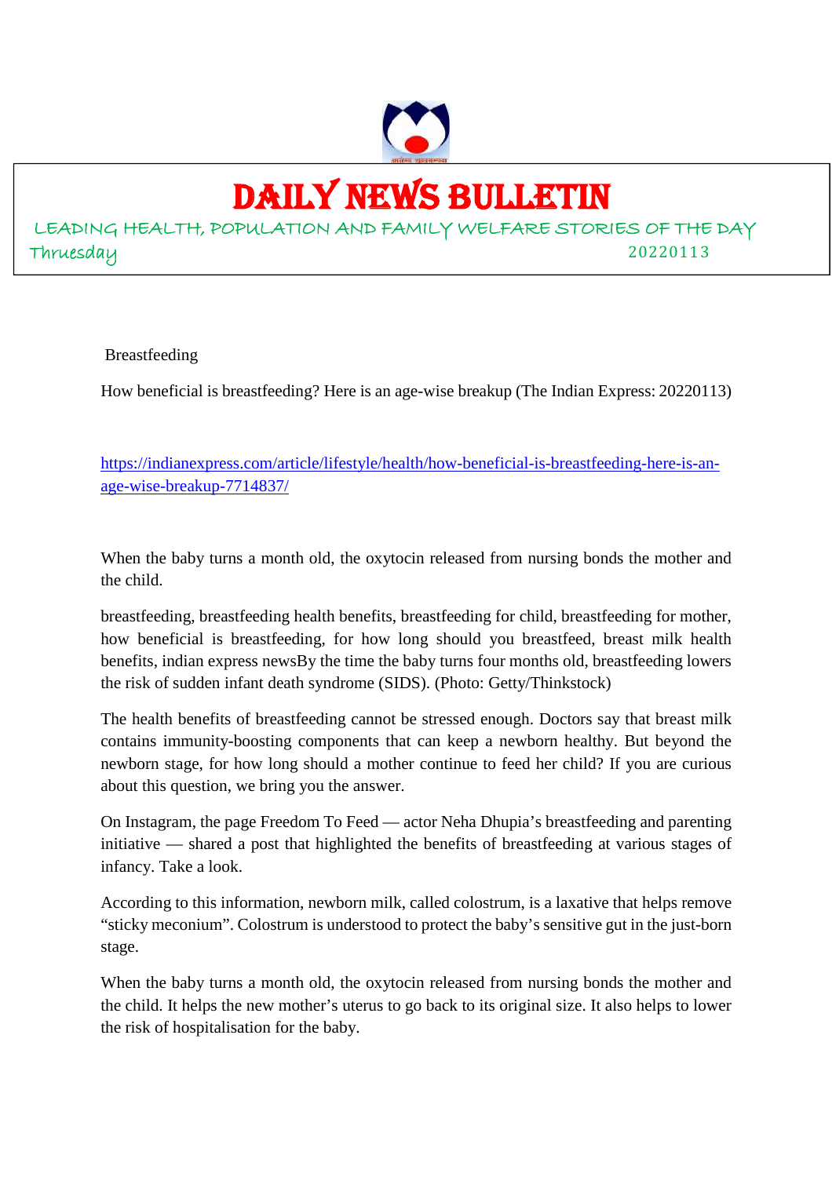# DAILY NEWS BULLETIN

LEADING HEALTH, POPULATION AND FAMILY WELFARE STORIES OF THE DAY

Thruesday 20220113

Breastfeeding

How beneficial is breastfeeding? Here is an age-wise breakup (The Indian Express: 20220113)

https://indianexpress.com/article/lifestyle/health/how-beneficial-is-breastfeeding-here-is-an-age-wise-breakup-7714837/

When the baby turns a month old, the oxytocin released from nursing bonds the mother and the child.

breastfeeding, breastfeeding health benefits, breastfeeding for child, breastfeeding for mother, how beneficial is breastfeeding, for how long should you breastfeed, breast milk health benefits, indian express newsBy the time the baby turns four months old, breastfeeding lowers the risk of sudden infant death syndrome (SIDS). (Photo: Getty/Thinkstock)

The health benefits of breastfeeding cannot be stressed enough. Doctors say that breast milk contains immunity-boosting components that can keep a newborn healthy. But beyond the newborn stage, for how long should a mother continue to feed her child? If you are curious about this question, we bring you the answer.

On Instagram, the page Freedom To Feed — actor Neha Dhupia's breastfeeding and parenting initiative — shared a post that highlighted the benefits of breastfeeding at various stages of infancy. Take a look.

According to this information, newborn milk, called colostrum, is a laxative that helps remove "sticky meconium". Colostrum is understood to protect the baby's sensitive gut in the just-born stage.

When the baby turns a month old, the oxytocin released from nursing bonds the mother and the child. It helps the new mother's uterus to go back to its original size. It also helps to lower the risk of hospitalisation for the baby.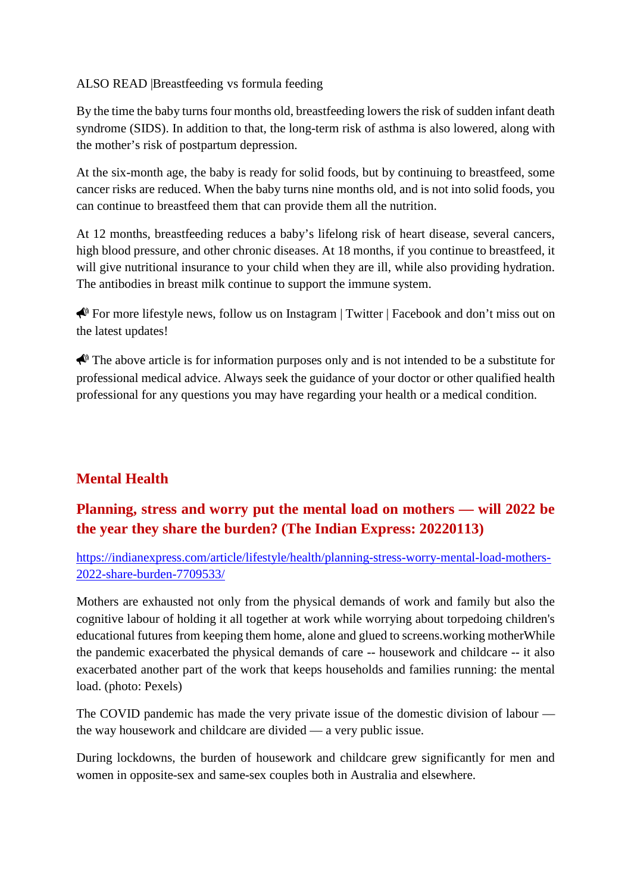ALSO READ |Breastfeeding vs formula feeding

By the time the baby turns four months old, breastfeeding lowers the risk of sudden infant death syndrome (SIDS). In addition to that, the long-term risk of asthma is also lowered, along with the mother's risk of postpartum depression.

At the six-month age, the baby is ready for solid foods, but by continuing to breastfeed, some cancer risks are reduced. When the baby turns nine months old, and is not into solid foods, you can continue to breastfeed them that can provide them all the nutrition.

At 12 months, breastfeeding reduces a baby's lifelong risk of heart disease, several cancers, high blood pressure, and other chronic diseases. At 18 months, if you continue to breastfeed, it will give nutritional insurance to your child when they are ill, while also providing hydration. The antibodies in breast milk continue to support the immune system.

📣 For more lifestyle news, follow us on Instagram | Twitter | Facebook and don't miss out on the latest updates!

📣 The above article is for information purposes only and is not intended to be a substitute for professional medical advice. Always seek the guidance of your doctor or other qualified health professional for any questions you may have regarding your health or a medical condition.

## Mental Health

### Planning, stress and worry put the mental load on mothers — will 2022 be the year they share the burden? (The Indian Express: 20220113)

https://indianexpress.com/article/lifestyle/health/planning-stress-worry-mental-load-mothers-2022-share-burden-7709533/

Mothers are exhausted not only from the physical demands of work and family but also the cognitive labour of holding it all together at work while worrying about torpedoing children's educational futures from keeping them home, alone and glued to screens.working motherWhile the pandemic exacerbated the physical demands of care -- housework and childcare -- it also exacerbated another part of the work that keeps households and families running: the mental load. (photo: Pexels)

The COVID pandemic has made the very private issue of the domestic division of labour — the way housework and childcare are divided — a very public issue.

During lockdowns, the burden of housework and childcare grew significantly for men and women in opposite-sex and same-sex couples both in Australia and elsewhere.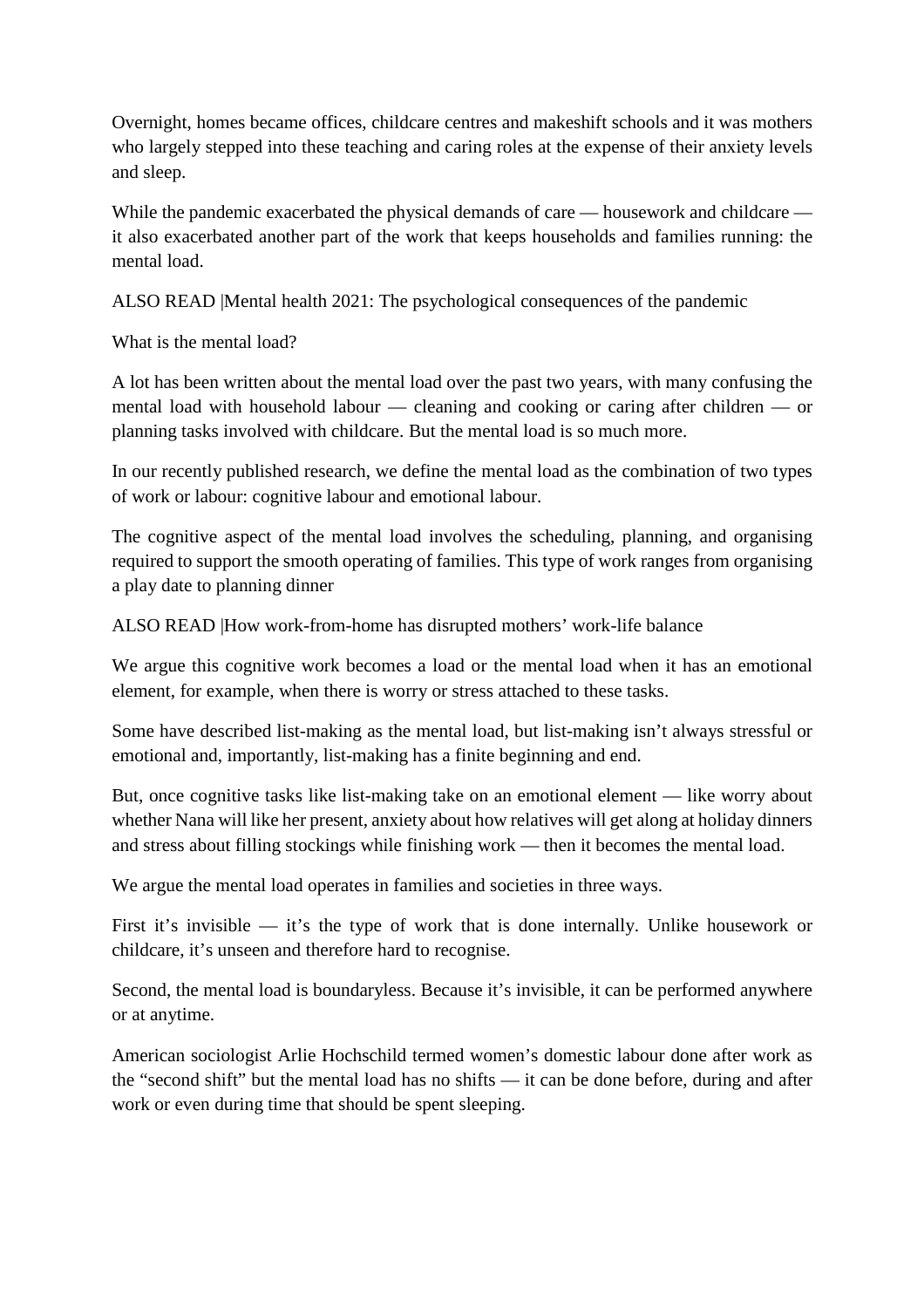Overnight, homes became offices, childcare centres and makeshift schools and it was mothers who largely stepped into these teaching and caring roles at the expense of their anxiety levels and sleep.

While the pandemic exacerbated the physical demands of care — housework and childcare — it also exacerbated another part of the work that keeps households and families running: the mental load.

ALSO READ |Mental health 2021: The psychological consequences of the pandemic

What is the mental load?

A lot has been written about the mental load over the past two years, with many confusing the mental load with household labour — cleaning and cooking or caring after children — or planning tasks involved with childcare. But the mental load is so much more.

In our recently published research, we define the mental load as the combination of two types of work or labour: cognitive labour and emotional labour.

The cognitive aspect of the mental load involves the scheduling, planning, and organising required to support the smooth operating of families. This type of work ranges from organising a play date to planning dinner

ALSO READ |How work-from-home has disrupted mothers' work-life balance

We argue this cognitive work becomes a load or the mental load when it has an emotional element, for example, when there is worry or stress attached to these tasks.

Some have described list-making as the mental load, but list-making isn't always stressful or emotional and, importantly, list-making has a finite beginning and end.

But, once cognitive tasks like list-making take on an emotional element — like worry about whether Nana will like her present, anxiety about how relatives will get along at holiday dinners and stress about filling stockings while finishing work — then it becomes the mental load.

We argue the mental load operates in families and societies in three ways.

First it's invisible — it's the type of work that is done internally. Unlike housework or childcare, it's unseen and therefore hard to recognise.

Second, the mental load is boundaryless. Because it's invisible, it can be performed anywhere or at anytime.

American sociologist Arlie Hochschild termed women's domestic labour done after work as the "second shift" but the mental load has no shifts — it can be done before, during and after work or even during time that should be spent sleeping.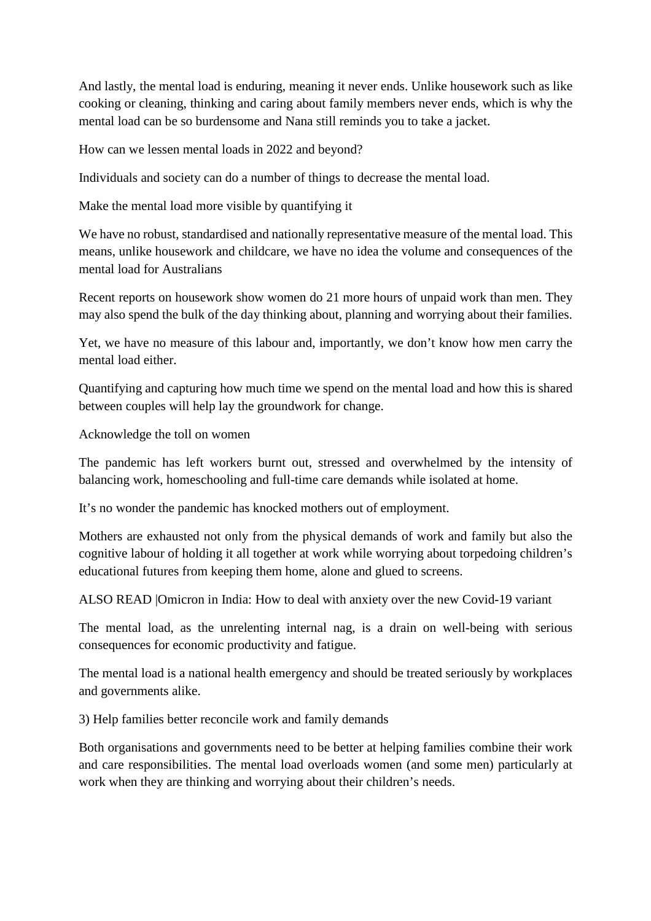And lastly, the mental load is enduring, meaning it never ends. Unlike housework such as like cooking or cleaning, thinking and caring about family members never ends, which is why the mental load can be so burdensome and Nana still reminds you to take a jacket.

## How can we lessen mental loads in 2022 and beyond?

Individuals and society can do a number of things to decrease the mental load.

### Make the mental load more visible by quantifying it

We have no robust, standardised and nationally representative measure of the mental load. This means, unlike housework and childcare, we have no idea the volume and consequences of the mental load for Australians

Recent reports on housework show women do 21 more hours of unpaid work than men. They may also spend the bulk of the day thinking about, planning and worrying about their families.

Yet, we have no measure of this labour and, importantly, we don't know how men carry the mental load either.

Quantifying and capturing how much time we spend on the mental load and how this is shared between couples will help lay the groundwork for change.

### Acknowledge the toll on women

The pandemic has left workers burnt out, stressed and overwhelmed by the intensity of balancing work, homeschooling and full-time care demands while isolated at home.

It's no wonder the pandemic has knocked mothers out of employment.

Mothers are exhausted not only from the physical demands of work and family but also the cognitive labour of holding it all together at work while worrying about torpedoing children's educational futures from keeping them home, alone and glued to screens.

ALSO READ |Omicron in India: How to deal with anxiety over the new Covid-19 variant

The mental load, as the unrelenting internal nag, is a drain on well-being with serious consequences for economic productivity and fatigue.

The mental load is a national health emergency and should be treated seriously by workplaces and governments alike.

### 3) Help families better reconcile work and family demands

Both organisations and governments need to be better at helping families combine their work and care responsibilities. The mental load overloads women (and some men) particularly at work when they are thinking and worrying about their children's needs.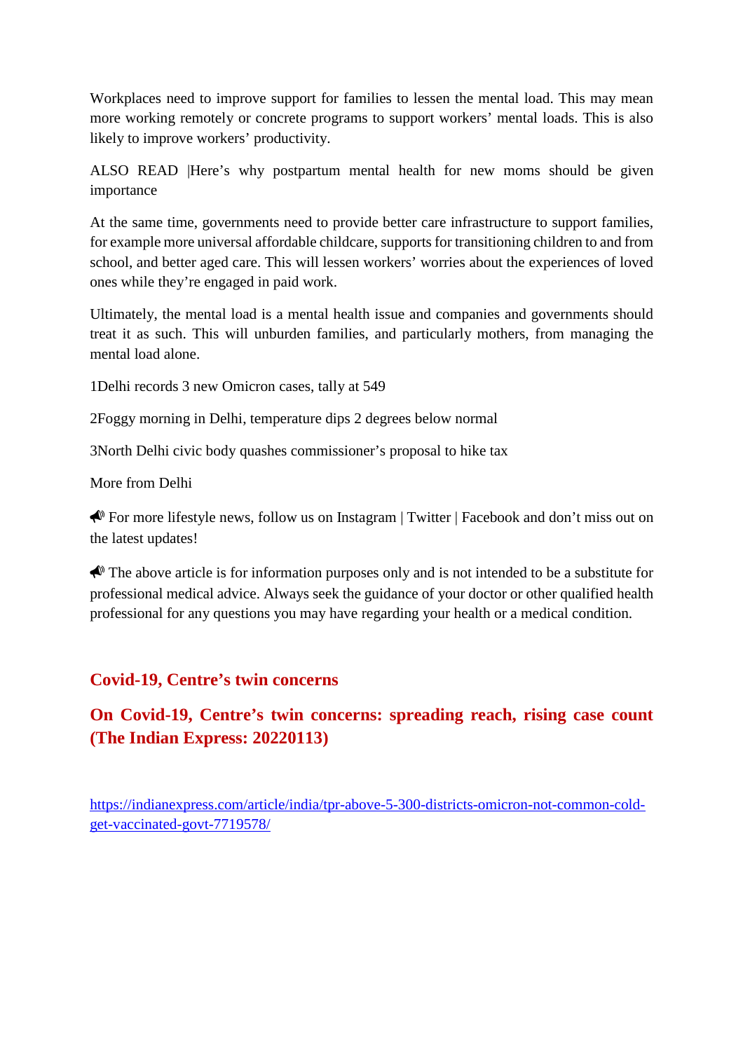Workplaces need to improve support for families to lessen the mental load. This may mean more working remotely or concrete programs to support workers' mental loads. This is also likely to improve workers' productivity.

ALSO READ |Here's why postpartum mental health for new moms should be given importance

At the same time, governments need to provide better care infrastructure to support families, for example more universal affordable childcare, supports for transitioning children to and from school, and better aged care. This will lessen workers' worries about the experiences of loved ones while they're engaged in paid work.

Ultimately, the mental load is a mental health issue and companies and governments should treat it as such. This will unburden families, and particularly mothers, from managing the mental load alone.

1Delhi records 3 new Omicron cases, tally at 549

2Foggy morning in Delhi, temperature dips 2 degrees below normal

3North Delhi civic body quashes commissioner's proposal to hike tax

More from Delhi

📣 For more lifestyle news, follow us on Instagram | Twitter | Facebook and don't miss out on the latest updates!

📣 The above article is for information purposes only and is not intended to be a substitute for professional medical advice. Always seek the guidance of your doctor or other qualified health professional for any questions you may have regarding your health or a medical condition.

## Covid-19, Centre's twin concerns

## On Covid-19, Centre's twin concerns: spreading reach, rising case count (The Indian Express: 20220113)

https://indianexpress.com/article/india/tpr-above-5-300-districts-omicron-not-common-cold-get-vaccinated-govt-7719578/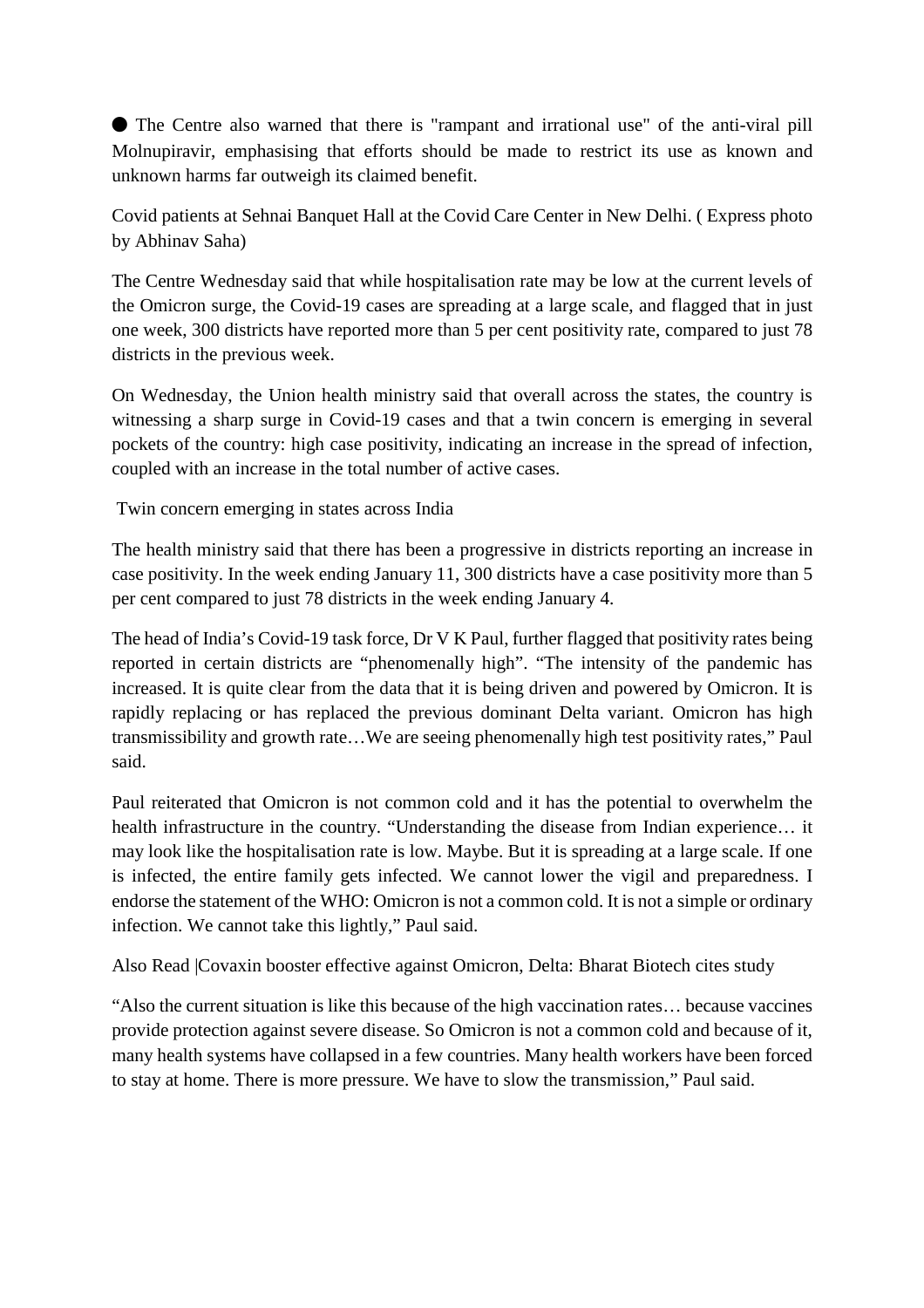● The Centre also warned that there is "rampant and irrational use" of the anti-viral pill Molnupiravir, emphasising that efforts should be made to restrict its use as known and unknown harms far outweigh its claimed benefit.

Covid patients at Sehnai Banquet Hall at the Covid Care Center in New Delhi. ( Express photo by Abhinav Saha)

The Centre Wednesday said that while hospitalisation rate may be low at the current levels of the Omicron surge, the Covid-19 cases are spreading at a large scale, and flagged that in just one week, 300 districts have reported more than 5 per cent positivity rate, compared to just 78 districts in the previous week.

On Wednesday, the Union health ministry said that overall across the states, the country is witnessing a sharp surge in Covid-19 cases and that a twin concern is emerging in several pockets of the country: high case positivity, indicating an increase in the spread of infection, coupled with an increase in the total number of active cases.

Twin concern emerging in states across India

The health ministry said that there has been a progressive in districts reporting an increase in case positivity. In the week ending January 11, 300 districts have a case positivity more than 5 per cent compared to just 78 districts in the week ending January 4.

The head of India's Covid-19 task force, Dr V K Paul, further flagged that positivity rates being reported in certain districts are "phenomenally high". "The intensity of the pandemic has increased. It is quite clear from the data that it is being driven and powered by Omicron. It is rapidly replacing or has replaced the previous dominant Delta variant. Omicron has high transmissibility and growth rate…We are seeing phenomenally high test positivity rates," Paul said.

Paul reiterated that Omicron is not common cold and it has the potential to overwhelm the health infrastructure in the country. "Understanding the disease from Indian experience… it may look like the hospitalisation rate is low. Maybe. But it is spreading at a large scale. If one is infected, the entire family gets infected. We cannot lower the vigil and preparedness. I endorse the statement of the WHO: Omicron is not a common cold. It is not a simple or ordinary infection. We cannot take this lightly," Paul said.

Also Read |Covaxin booster effective against Omicron, Delta: Bharat Biotech cites study

"Also the current situation is like this because of the high vaccination rates… because vaccines provide protection against severe disease. So Omicron is not a common cold and because of it, many health systems have collapsed in a few countries. Many health workers have been forced to stay at home. There is more pressure. We have to slow the transmission," Paul said.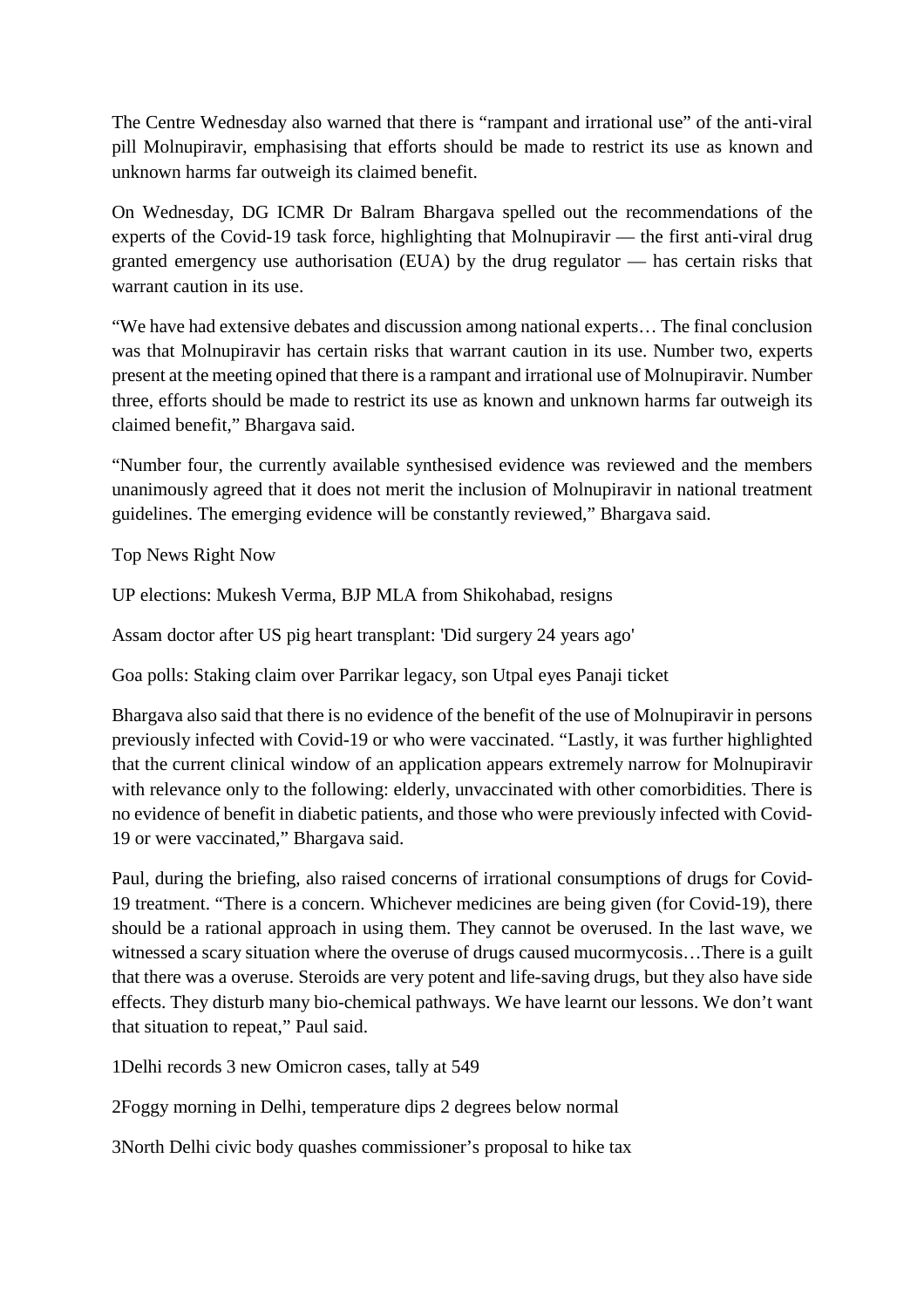The Centre Wednesday also warned that there is "rampant and irrational use" of the anti-viral pill Molnupiravir, emphasising that efforts should be made to restrict its use as known and unknown harms far outweigh its claimed benefit.

On Wednesday, DG ICMR Dr Balram Bhargava spelled out the recommendations of the experts of the Covid-19 task force, highlighting that Molnupiravir — the first anti-viral drug granted emergency use authorisation (EUA) by the drug regulator — has certain risks that warrant caution in its use.

"We have had extensive debates and discussion among national experts… The final conclusion was that Molnupiravir has certain risks that warrant caution in its use. Number two, experts present at the meeting opined that there is a rampant and irrational use of Molnupiravir. Number three, efforts should be made to restrict its use as known and unknown harms far outweigh its claimed benefit," Bhargava said.

"Number four, the currently available synthesised evidence was reviewed and the members unanimously agreed that it does not merit the inclusion of Molnupiravir in national treatment guidelines. The emerging evidence will be constantly reviewed," Bhargava said.

Top News Right Now

UP elections: Mukesh Verma, BJP MLA from Shikohabad, resigns

Assam doctor after US pig heart transplant: 'Did surgery 24 years ago'

Goa polls: Staking claim over Parrikar legacy, son Utpal eyes Panaji ticket

Bhargava also said that there is no evidence of the benefit of the use of Molnupiravir in persons previously infected with Covid-19 or who were vaccinated. "Lastly, it was further highlighted that the current clinical window of an application appears extremely narrow for Molnupiravir with relevance only to the following: elderly, unvaccinated with other comorbidities. There is no evidence of benefit in diabetic patients, and those who were previously infected with Covid-19 or were vaccinated," Bhargava said.

Paul, during the briefing, also raised concerns of irrational consumptions of drugs for Covid-19 treatment. "There is a concern. Whichever medicines are being given (for Covid-19), there should be a rational approach in using them. They cannot be overused. In the last wave, we witnessed a scary situation where the overuse of drugs caused mucormycosis…There is a guilt that there was a overuse. Steroids are very potent and life-saving drugs, but they also have side effects. They disturb many bio-chemical pathways. We have learnt our lessons. We don't want that situation to repeat," Paul said.

1Delhi records 3 new Omicron cases, tally at 549

2Foggy morning in Delhi, temperature dips 2 degrees below normal

3North Delhi civic body quashes commissioner's proposal to hike tax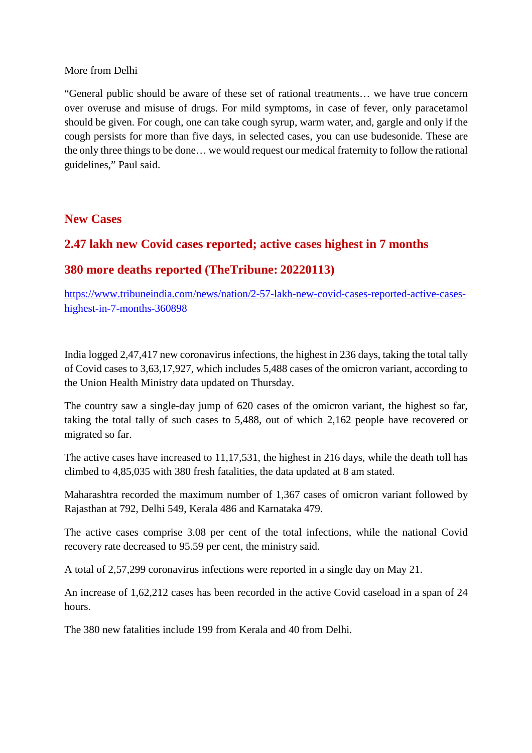More from Delhi

"General public should be aware of these set of rational treatments… we have true concern over overuse and misuse of drugs. For mild symptoms, in case of fever, only paracetamol should be given. For cough, one can take cough syrup, warm water, and, gargle and only if the cough persists for more than five days, in selected cases, you can use budesonide. These are the only three things to be done… we would request our medical fraternity to follow the rational guidelines," Paul said.

## New Cases

## 2.47 lakh new Covid cases reported; active cases highest in 7 months

## 380 more deaths reported (TheTribune: 20220113)

https://www.tribuneindia.com/news/nation/2-57-lakh-new-covid-cases-reported-active-cases-highest-in-7-months-360898

India logged 2,47,417 new coronavirus infections, the highest in 236 days, taking the total tally of Covid cases to 3,63,17,927, which includes 5,488 cases of the omicron variant, according to the Union Health Ministry data updated on Thursday.

The country saw a single-day jump of 620 cases of the omicron variant, the highest so far, taking the total tally of such cases to 5,488, out of which 2,162 people have recovered or migrated so far.

The active cases have increased to 11,17,531, the highest in 216 days, while the death toll has climbed to 4,85,035 with 380 fresh fatalities, the data updated at 8 am stated.

Maharashtra recorded the maximum number of 1,367 cases of omicron variant followed by Rajasthan at 792, Delhi 549, Kerala 486 and Karnataka 479.

The active cases comprise 3.08 per cent of the total infections, while the national Covid recovery rate decreased to 95.59 per cent, the ministry said.

A total of 2,57,299 coronavirus infections were reported in a single day on May 21.

An increase of 1,62,212 cases has been recorded in the active Covid caseload in a span of 24 hours.

The 380 new fatalities include 199 from Kerala and 40 from Delhi.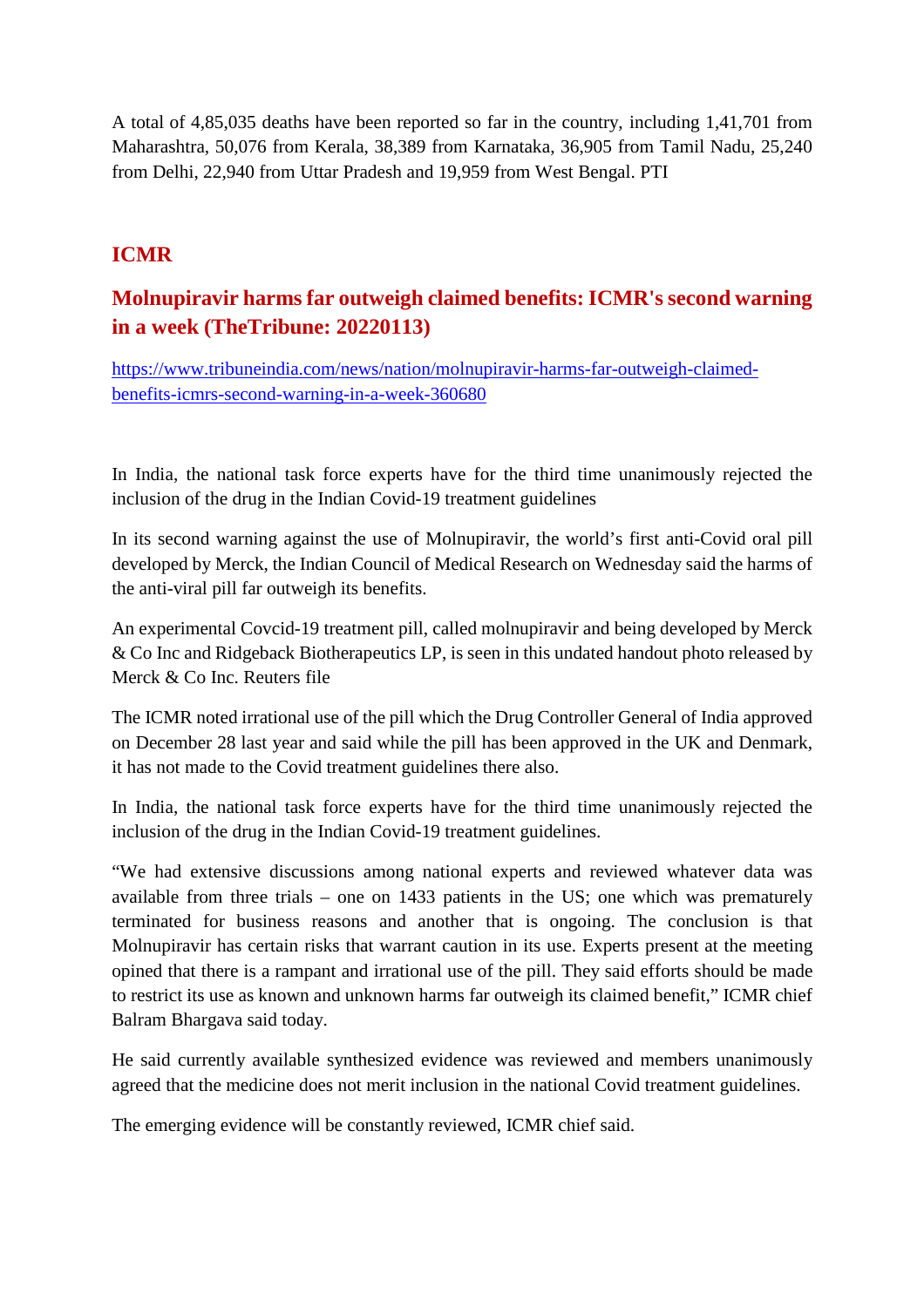A total of 4,85,035 deaths have been reported so far in the country, including 1,41,701 from Maharashtra, 50,076 from Kerala, 38,389 from Karnataka, 36,905 from Tamil Nadu, 25,240 from Delhi, 22,940 from Uttar Pradesh and 19,959 from West Bengal. PTI

## ICMR

### Molnupiravir harms far outweigh claimed benefits: ICMR's second warning in a week (TheTribune: 20220113)

https://www.tribuneindia.com/news/nation/molnupiravir-harms-far-outweigh-claimed-benefits-icmrs-second-warning-in-a-week-360680

In India, the national task force experts have for the third time unanimously rejected the inclusion of the drug in the Indian Covid-19 treatment guidelines

In its second warning against the use of Molnupiravir, the world's first anti-Covid oral pill developed by Merck, the Indian Council of Medical Research on Wednesday said the harms of the anti-viral pill far outweigh its benefits.

An experimental Covcid-19 treatment pill, called molnupiravir and being developed by Merck & Co Inc and Ridgeback Biotherapeutics LP, is seen in this undated handout photo released by Merck & Co Inc. Reuters file

The ICMR noted irrational use of the pill which the Drug Controller General of India approved on December 28 last year and said while the pill has been approved in the UK and Denmark, it has not made to the Covid treatment guidelines there also.

In India, the national task force experts have for the third time unanimously rejected the inclusion of the drug in the Indian Covid-19 treatment guidelines.

"We had extensive discussions among national experts and reviewed whatever data was available from three trials – one on 1433 patients in the US; one which was prematurely terminated for business reasons and another that is ongoing. The conclusion is that Molnupiravir has certain risks that warrant caution in its use. Experts present at the meeting opined that there is a rampant and irrational use of the pill. They said efforts should be made to restrict its use as known and unknown harms far outweigh its claimed benefit," ICMR chief Balram Bhargava said today.

He said currently available synthesized evidence was reviewed and members unanimously agreed that the medicine does not merit inclusion in the national Covid treatment guidelines.

The emerging evidence will be constantly reviewed, ICMR chief said.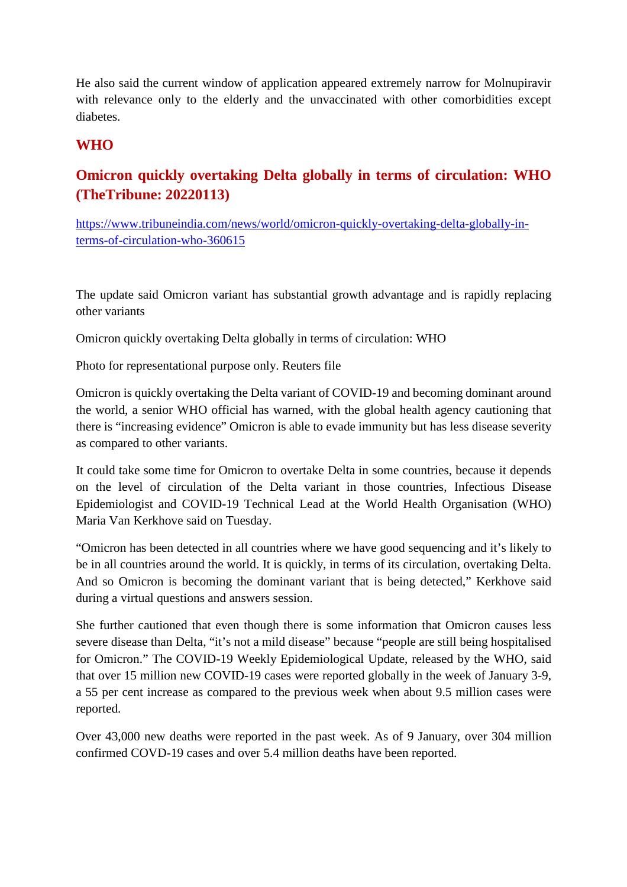He also said the current window of application appeared extremely narrow for Molnupiravir with relevance only to the elderly and the unvaccinated with other comorbidities except diabetes.

## WHO

## Omicron quickly overtaking Delta globally in terms of circulation: WHO (TheTribune: 20220113)

https://www.tribuneindia.com/news/world/omicron-quickly-overtaking-delta-globally-in-terms-of-circulation-who-360615

The update said Omicron variant has substantial growth advantage and is rapidly replacing other variants

Omicron quickly overtaking Delta globally in terms of circulation: WHO

Photo for representational purpose only. Reuters file

Omicron is quickly overtaking the Delta variant of COVID-19 and becoming dominant around the world, a senior WHO official has warned, with the global health agency cautioning that there is "increasing evidence" Omicron is able to evade immunity but has less disease severity as compared to other variants.

It could take some time for Omicron to overtake Delta in some countries, because it depends on the level of circulation of the Delta variant in those countries, Infectious Disease Epidemiologist and COVID-19 Technical Lead at the World Health Organisation (WHO) Maria Van Kerkhove said on Tuesday.

"Omicron has been detected in all countries where we have good sequencing and it's likely to be in all countries around the world. It is quickly, in terms of its circulation, overtaking Delta. And so Omicron is becoming the dominant variant that is being detected," Kerkhove said during a virtual questions and answers session.

She further cautioned that even though there is some information that Omicron causes less severe disease than Delta, "it's not a mild disease" because "people are still being hospitalised for Omicron." The COVID-19 Weekly Epidemiological Update, released by the WHO, said that over 15 million new COVID-19 cases were reported globally in the week of January 3-9, a 55 per cent increase as compared to the previous week when about 9.5 million cases were reported.

Over 43,000 new deaths were reported in the past week. As of 9 January, over 304 million confirmed COVD-19 cases and over 5.4 million deaths have been reported.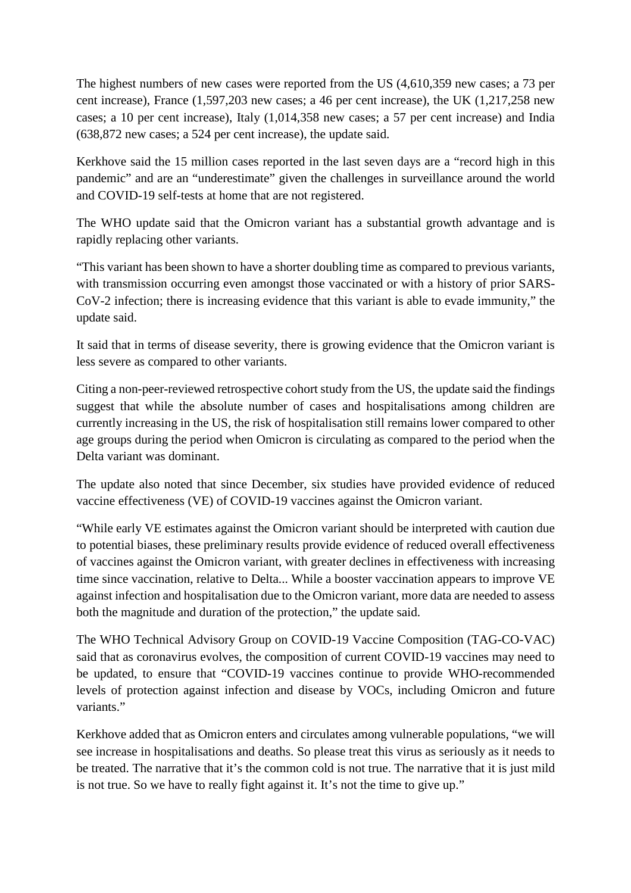The highest numbers of new cases were reported from the US (4,610,359 new cases; a 73 per cent increase), France (1,597,203 new cases; a 46 per cent increase), the UK (1,217,258 new cases; a 10 per cent increase), Italy (1,014,358 new cases; a 57 per cent increase) and India (638,872 new cases; a 524 per cent increase), the update said.

Kerkhove said the 15 million cases reported in the last seven days are a "record high in this pandemic" and are an "underestimate" given the challenges in surveillance around the world and COVID-19 self-tests at home that are not registered.

The WHO update said that the Omicron variant has a substantial growth advantage and is rapidly replacing other variants.

"This variant has been shown to have a shorter doubling time as compared to previous variants, with transmission occurring even amongst those vaccinated or with a history of prior SARS-CoV-2 infection; there is increasing evidence that this variant is able to evade immunity," the update said.

It said that in terms of disease severity, there is growing evidence that the Omicron variant is less severe as compared to other variants.

Citing a non-peer-reviewed retrospective cohort study from the US, the update said the findings suggest that while the absolute number of cases and hospitalisations among children are currently increasing in the US, the risk of hospitalisation still remains lower compared to other age groups during the period when Omicron is circulating as compared to the period when the Delta variant was dominant.

The update also noted that since December, six studies have provided evidence of reduced vaccine effectiveness (VE) of COVID-19 vaccines against the Omicron variant.

"While early VE estimates against the Omicron variant should be interpreted with caution due to potential biases, these preliminary results provide evidence of reduced overall effectiveness of vaccines against the Omicron variant, with greater declines in effectiveness with increasing time since vaccination, relative to Delta... While a booster vaccination appears to improve VE against infection and hospitalisation due to the Omicron variant, more data are needed to assess both the magnitude and duration of the protection," the update said.

The WHO Technical Advisory Group on COVID-19 Vaccine Composition (TAG-CO-VAC) said that as coronavirus evolves, the composition of current COVID-19 vaccines may need to be updated, to ensure that "COVID-19 vaccines continue to provide WHO-recommended levels of protection against infection and disease by VOCs, including Omicron and future variants."

Kerkhove added that as Omicron enters and circulates among vulnerable populations, "we will see increase in hospitalisations and deaths. So please treat this virus as seriously as it needs to be treated. The narrative that it's the common cold is not true. The narrative that it is just mild is not true. So we have to really fight against it. It's not the time to give up."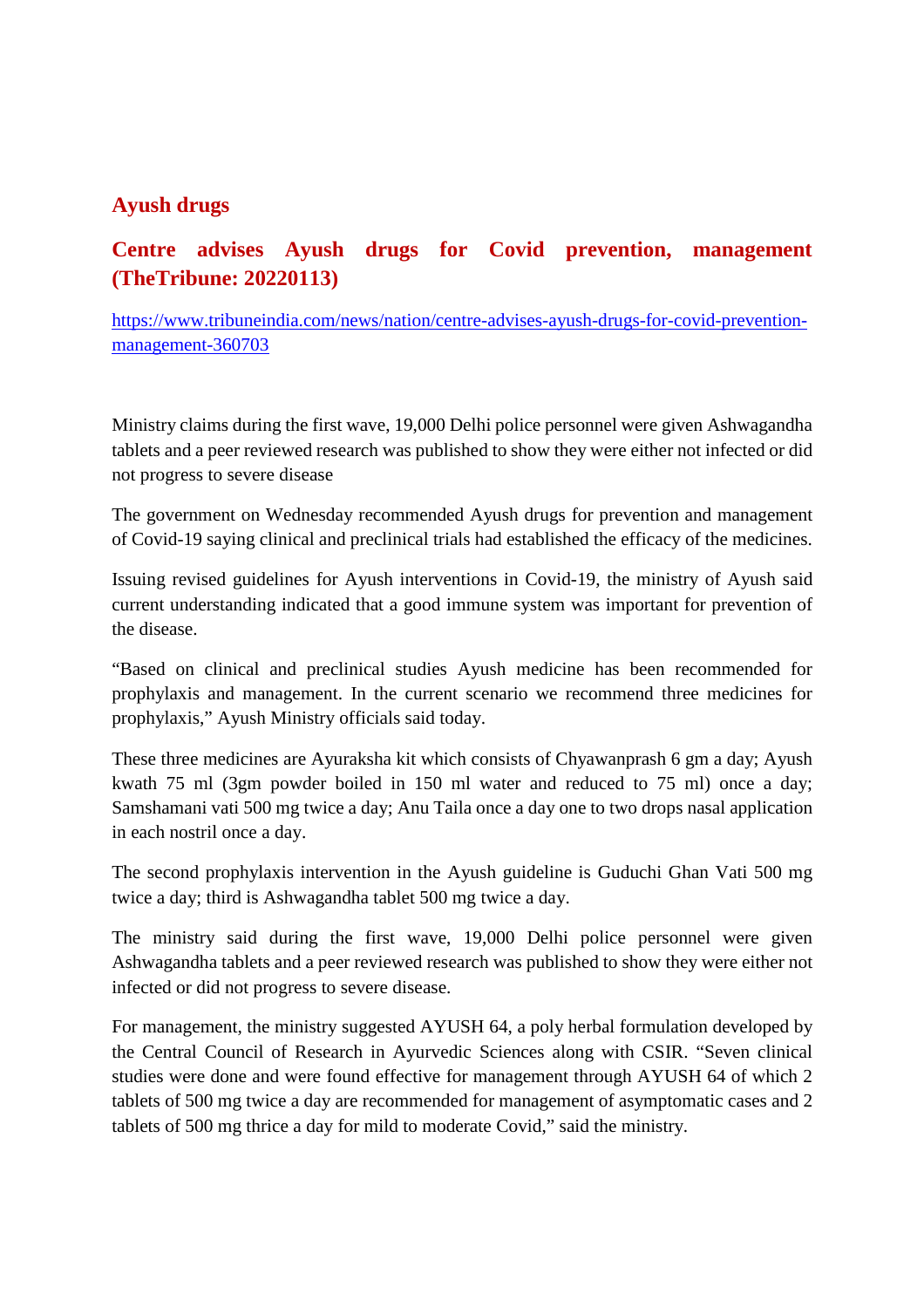## Ayush drugs

## Centre advises Ayush drugs for Covid prevention, management (TheTribune: 20220113)

https://www.tribuneindia.com/news/nation/centre-advises-ayush-drugs-for-covid-prevention-management-360703

Ministry claims during the first wave, 19,000 Delhi police personnel were given Ashwagandha tablets and a peer reviewed research was published to show they were either not infected or did not progress to severe disease

The government on Wednesday recommended Ayush drugs for prevention and management of Covid-19 saying clinical and preclinical trials had established the efficacy of the medicines.

Issuing revised guidelines for Ayush interventions in Covid-19, the ministry of Ayush said current understanding indicated that a good immune system was important for prevention of the disease.

"Based on clinical and preclinical studies Ayush medicine has been recommended for prophylaxis and management. In the current scenario we recommend three medicines for prophylaxis," Ayush Ministry officials said today.

These three medicines are Ayuraksha kit which consists of Chyawanprash 6 gm a day; Ayush kwath 75 ml (3gm powder boiled in 150 ml water and reduced to 75 ml) once a day; Samshamani vati 500 mg twice a day; Anu Taila once a day one to two drops nasal application in each nostril once a day.

The second prophylaxis intervention in the Ayush guideline is Guduchi Ghan Vati 500 mg twice a day; third is Ashwagandha tablet 500 mg twice a day.

The ministry said during the first wave, 19,000 Delhi police personnel were given Ashwagandha tablets and a peer reviewed research was published to show they were either not infected or did not progress to severe disease.

For management, the ministry suggested AYUSH 64, a poly herbal formulation developed by the Central Council of Research in Ayurvedic Sciences along with CSIR. "Seven clinical studies were done and were found effective for management through AYUSH 64 of which 2 tablets of 500 mg twice a day are recommended for management of asymptomatic cases and 2 tablets of 500 mg thrice a day for mild to moderate Covid," said the ministry.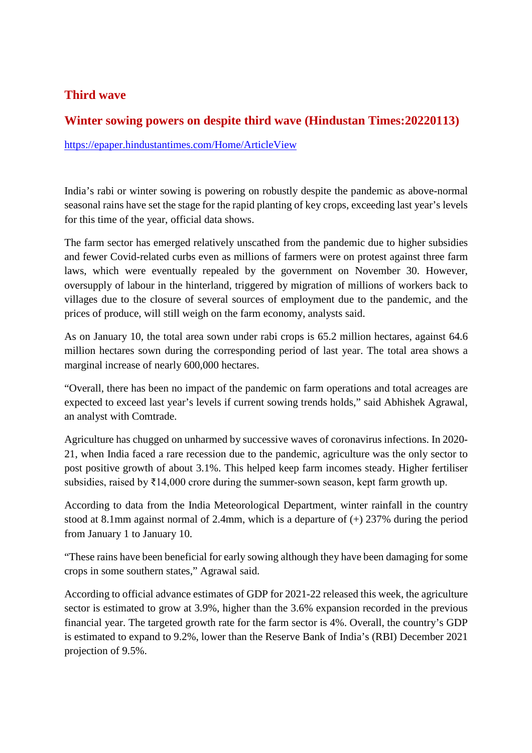## Third wave

## Winter sowing powers on despite third wave (Hindustan Times:20220113)

https://epaper.hindustantimes.com/Home/ArticleView

India's rabi or winter sowing is powering on robustly despite the pandemic as above-normal seasonal rains have set the stage for the rapid planting of key crops, exceeding last year's levels for this time of the year, official data shows.

The farm sector has emerged relatively unscathed from the pandemic due to higher subsidies and fewer Covid-related curbs even as millions of farmers were on protest against three farm laws, which were eventually repealed by the government on November 30. However, oversupply of labour in the hinterland, triggered by migration of millions of workers back to villages due to the closure of several sources of employment due to the pandemic, and the prices of produce, will still weigh on the farm economy, analysts said.

As on January 10, the total area sown under rabi crops is 65.2 million hectares, against 64.6 million hectares sown during the corresponding period of last year. The total area shows a marginal increase of nearly 600,000 hectares.

"Overall, there has been no impact of the pandemic on farm operations and total acreages are expected to exceed last year's levels if current sowing trends holds," said Abhishek Agrawal, an analyst with Comtrade.

Agriculture has chugged on unharmed by successive waves of coronavirus infections. In 2020-21, when India faced a rare recession due to the pandemic, agriculture was the only sector to post positive growth of about 3.1%. This helped keep farm incomes steady. Higher fertiliser subsidies, raised by ₹14,000 crore during the summer-sown season, kept farm growth up.

According to data from the India Meteorological Department, winter rainfall in the country stood at 8.1mm against normal of 2.4mm, which is a departure of (+) 237% during the period from January 1 to January 10.

"These rains have been beneficial for early sowing although they have been damaging for some crops in some southern states," Agrawal said.

According to official advance estimates of GDP for 2021-22 released this week, the agriculture sector is estimated to grow at 3.9%, higher than the 3.6% expansion recorded in the previous financial year. The targeted growth rate for the farm sector is 4%. Overall, the country's GDP is estimated to expand to 9.2%, lower than the Reserve Bank of India's (RBI) December 2021 projection of 9.5%.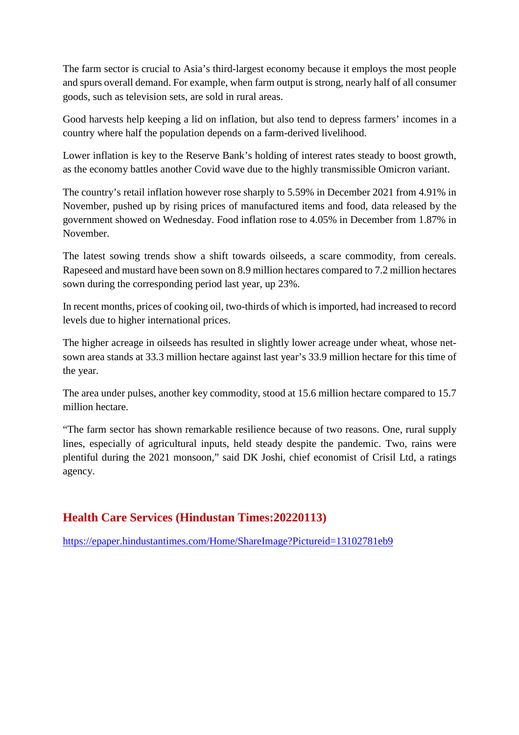The farm sector is crucial to Asia's third-largest economy because it employs the most people and spurs overall demand. For example, when farm output is strong, nearly half of all consumer goods, such as television sets, are sold in rural areas.

Good harvests help keeping a lid on inflation, but also tend to depress farmers' incomes in a country where half the population depends on a farm-derived livelihood.

Lower inflation is key to the Reserve Bank's holding of interest rates steady to boost growth, as the economy battles another Covid wave due to the highly transmissible Omicron variant.

The country's retail inflation however rose sharply to 5.59% in December 2021 from 4.91% in November, pushed up by rising prices of manufactured items and food, data released by the government showed on Wednesday. Food inflation rose to 4.05% in December from 1.87% in November.

The latest sowing trends show a shift towards oilseeds, a scare commodity, from cereals. Rapeseed and mustard have been sown on 8.9 million hectares compared to 7.2 million hectares sown during the corresponding period last year, up 23%.

In recent months, prices of cooking oil, two-thirds of which is imported, had increased to record levels due to higher international prices.

The higher acreage in oilseeds has resulted in slightly lower acreage under wheat, whose net-sown area stands at 33.3 million hectare against last year's 33.9 million hectare for this time of the year.

The area under pulses, another key commodity, stood at 15.6 million hectare compared to 15.7 million hectare.

"The farm sector has shown remarkable resilience because of two reasons. One, rural supply lines, especially of agricultural inputs, held steady despite the pandemic. Two, rains were plentiful during the 2021 monsoon," said DK Joshi, chief economist of Crisil Ltd, a ratings agency.

## Health Care Services (Hindustan Times:20220113)

https://epaper.hindustantimes.com/Home/ShareImage?Pictureid=13102781eb9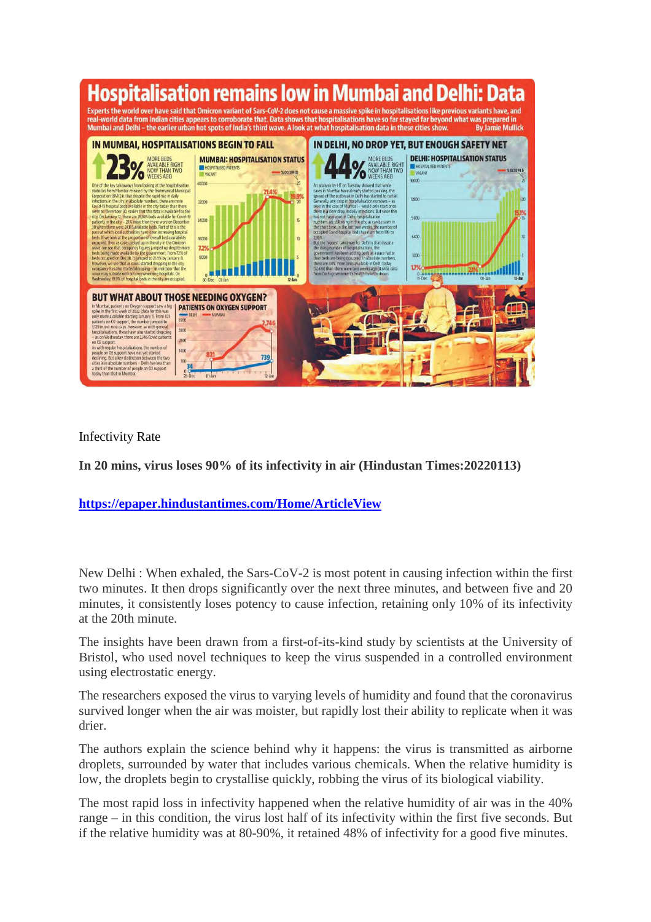# Hospitalisation remains low in Mumbai and Delhi: Data

Experts the world over have said that Omicron variant of Sars-CoV-2 does not cause a massive spike in hospitalisations like previous variants have, and real-world data from Indian cities appears to corroborate that. Data shows that hospitalisations have so far stayed far beyond what was prepared in Mumbai and Delhi – the earlier urban hot spots of India's third wave. A look at what hospitalisation data in these cities show. By Jamie Mullick

## IN MUMBAI, HOSPITALISATIONS BEGIN TO FALL

**23%** MORE BEDS AVAILABLE RIGHT NOW THAN TWO WEEKS AGO

One of the key takeaways from looking at the hospitalisation statistics from Mumbai released by the Brihanmumbai Municipal Corporation (BMC) is that despite the rapid rise in daily infections in the city in absolute numbers, there are more Covid-19 hospital beds available in the city today than there were on December 30, earlier that this data is available for the city. On January 12, there are 28,165 beds available for Covid-19 patients in the city – 23% more than there were on December 30 when there were 24,155 available beds. Part of this is the pace at which local authorities have been increasing hospital beds. If we look at the proportion of overall bed availability occupied, then as cases picked up in the city in the Omicron wave, we see that occupancy figures jumped up despite more beds being made available by the government. From 7.2% of beds occupied on Dec 30, it jumped to 21.4% by January 8. However, we see that as cases started dropping in the city, occupancy has also started dropping – an indicator that the wave may subside with out overwhelming hospitals. On Wednesday, 19.9% of hospital beds in the city are occupied.

**MUMBAI: HOSPITALISATION STATUS**

## IN DELHI, NO DROP YET, BUT ENOUGH SAFETY NET

**44%** MORE BEDS AVAILABLE RIGHT NOW THAN TWO WEEKS AGO

An analysis by HT on Tuesday showed that while cases in Mumbai have already started peaking, the spread of the outbreak in Delhi has started to curtail. Generally, any drop in hospitalisation numbers – as seen in the case of Mumbai – would only start once there is a clear drop in daily infections. But since this has not happened in Delhi, hospitalisation numbers are still rising in the city, as can be seen in the chart here. In the last two weeks, the number of occupied Covid hospital beds has risen from 189 to 2,363.

But the biggest takeaway for Delhi is that despite the rising number of hospitalisations, the government has been adding beds at a pace faster than beds are being occupied. In absolute numbers, there are 44% more beds available in Delhi today (12,450) than there were two weeks ago (8,646), data from Delhi government's health bulletin shows.

**DELHI: HOSPITALISATION STATUS**

## BUT WHAT ABOUT THOSE NEEDING OXYGEN?

In Mumbai, patients on Oxygen support saw a big spike in the first week of 2022 (data for this was only made available starting January 1). From 821 patients on O2 support, the number jumped to 3,129 in just nine days. However, as with general hospitalisations, these have also started dropping – as on Wednesday, there are 2,746 Covid patients on O2 support.

As with regular hospitalisations, the number of people on O2 support have not yet started declining. But a key distinction between the two cities is in absolute numbers – Delhi has less than a third of the number of people on O2 support today than that in Mumbai.

**PATIENTS ON OXYGEN SUPPORT**

Infectivity Rate

**In 20 mins, virus loses 90% of its infectivity in air (Hindustan Times:20220113)**

**https://epaper.hindustantimes.com/Home/ArticleView**

New Delhi : When exhaled, the Sars-CoV-2 is most potent in causing infection within the first two minutes. It then drops significantly over the next three minutes, and between five and 20 minutes, it consistently loses potency to cause infection, retaining only 10% of its infectivity at the 20th minute.

The insights have been drawn from a first-of-its-kind study by scientists at the University of Bristol, who used novel techniques to keep the virus suspended in a controlled environment using electrostatic energy.

The researchers exposed the virus to varying levels of humidity and found that the coronavirus survived longer when the air was moister, but rapidly lost their ability to replicate when it was drier.

The authors explain the science behind why it happens: the virus is transmitted as airborne droplets, surrounded by water that includes various chemicals. When the relative humidity is low, the droplets begin to crystallise quickly, robbing the virus of its biological viability.

The most rapid loss in infectivity happened when the relative humidity of air was in the 40% range – in this condition, the virus lost half of its infectivity within the first five seconds. But if the relative humidity was at 80-90%, it retained 48% of infectivity for a good five minutes.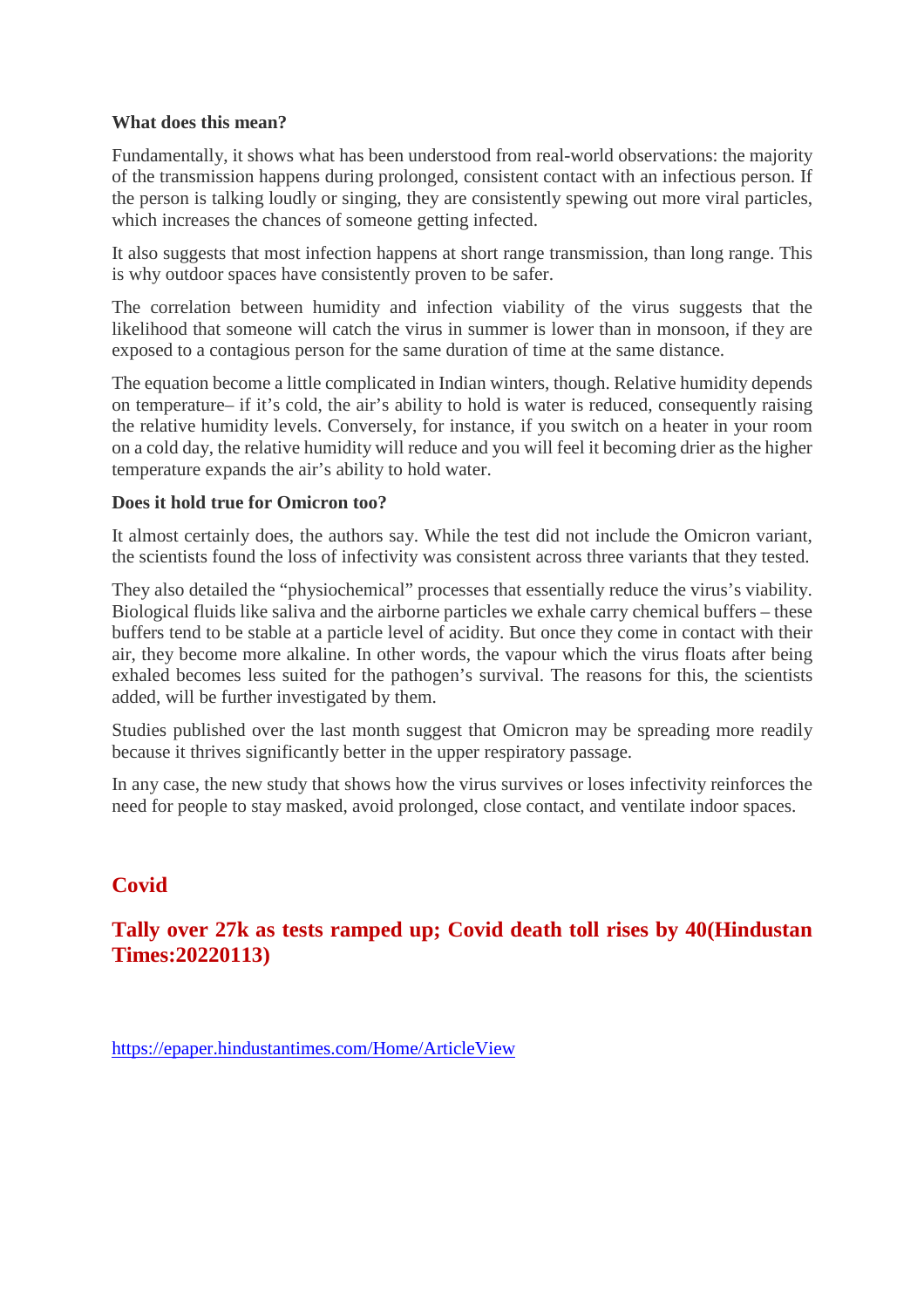**What does this mean?**

Fundamentally, it shows what has been understood from real-world observations: the majority of the transmission happens during prolonged, consistent contact with an infectious person. If the person is talking loudly or singing, they are consistently spewing out more viral particles, which increases the chances of someone getting infected.

It also suggests that most infection happens at short range transmission, than long range. This is why outdoor spaces have consistently proven to be safer.

The correlation between humidity and infection viability of the virus suggests that the likelihood that someone will catch the virus in summer is lower than in monsoon, if they are exposed to a contagious person for the same duration of time at the same distance.

The equation become a little complicated in Indian winters, though. Relative humidity depends on temperature– if it's cold, the air's ability to hold is water is reduced, consequently raising the relative humidity levels. Conversely, for instance, if you switch on a heater in your room on a cold day, the relative humidity will reduce and you will feel it becoming drier as the higher temperature expands the air's ability to hold water.

**Does it hold true for Omicron too?**

It almost certainly does, the authors say. While the test did not include the Omicron variant, the scientists found the loss of infectivity was consistent across three variants that they tested.

They also detailed the "physiochemical" processes that essentially reduce the virus's viability. Biological fluids like saliva and the airborne particles we exhale carry chemical buffers – these buffers tend to be stable at a particle level of acidity. But once they come in contact with their air, they become more alkaline. In other words, the vapour which the virus floats after being exhaled becomes less suited for the pathogen's survival. The reasons for this, the scientists added, will be further investigated by them.

Studies published over the last month suggest that Omicron may be spreading more readily because it thrives significantly better in the upper respiratory passage.

In any case, the new study that shows how the virus survives or loses infectivity reinforces the need for people to stay masked, avoid prolonged, close contact, and ventilate indoor spaces.

## Covid

## Tally over 27k as tests ramped up; Covid death toll rises by 40(Hindustan Times:20220113)

https://epaper.hindustantimes.com/Home/ArticleView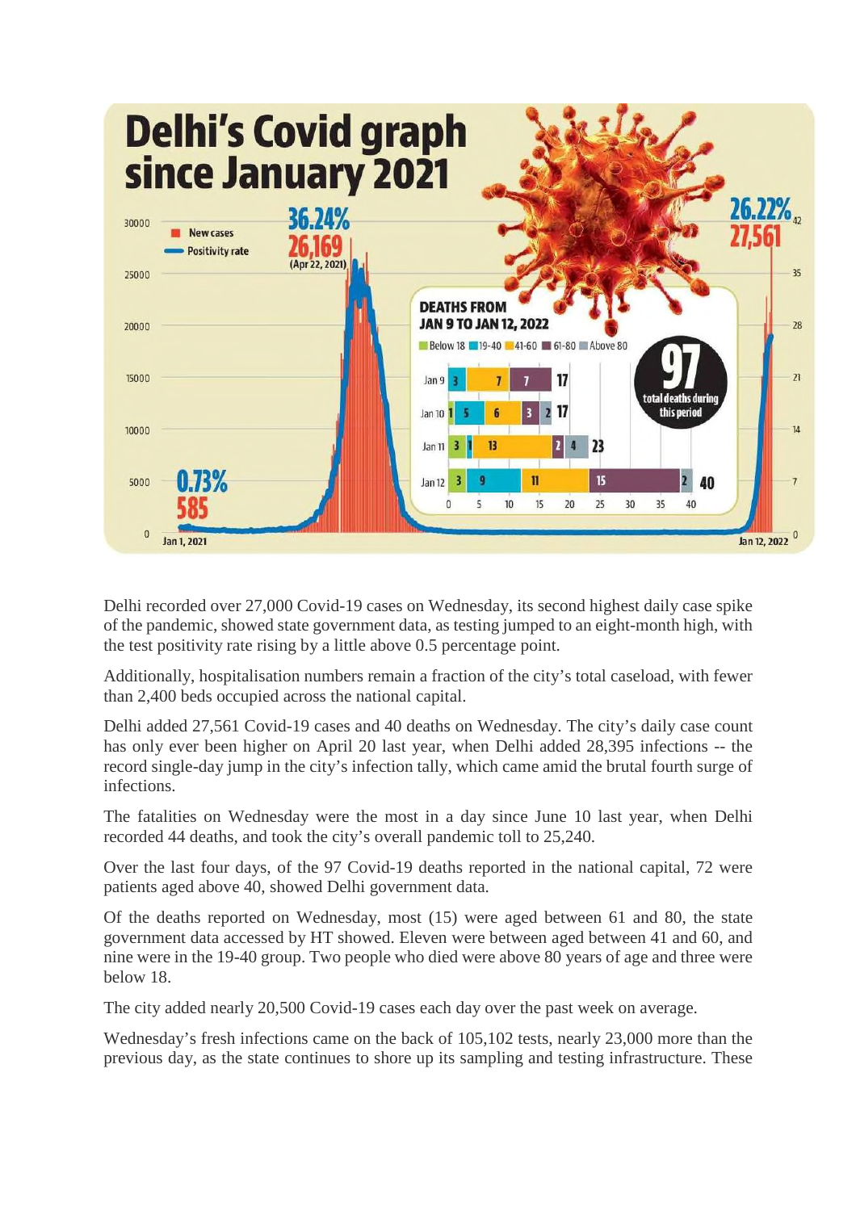# Delhi's Covid graph since January 2021

- New cases
- Positivity rate

0.73% / 585 (Jan 1, 2021)

36.24% / 26,169 (Apr 22, 2021)

26.22% / 27,561 (Jan 12, 2022)

**DEATHS FROM JAN 9 TO JAN 12, 2022**

| Date | Below 18 | 19-40 | 41-60 | 61-80 | Above 80 | Total |
|---|---|---|---|---|---|---|
| Jan 9 | | 3 | 7 | 7 | | 17 |
| Jan 10 | 1 | 5 | 6 | 3 | 2 | 17 |
| Jan 11 | 3 | 1 | 13 | 2 | 4 | 23 |
| Jan 12 | 3 | 9 | 11 | 15 | 2 | 40 |

97 total deaths during this period

Delhi recorded over 27,000 Covid-19 cases on Wednesday, its second highest daily case spike of the pandemic, showed state government data, as testing jumped to an eight-month high, with the test positivity rate rising by a little above 0.5 percentage point.

Additionally, hospitalisation numbers remain a fraction of the city's total caseload, with fewer than 2,400 beds occupied across the national capital.

Delhi added 27,561 Covid-19 cases and 40 deaths on Wednesday. The city's daily case count has only ever been higher on April 20 last year, when Delhi added 28,395 infections -- the record single-day jump in the city's infection tally, which came amid the brutal fourth surge of infections.

The fatalities on Wednesday were the most in a day since June 10 last year, when Delhi recorded 44 deaths, and took the city's overall pandemic toll to 25,240.

Over the last four days, of the 97 Covid-19 deaths reported in the national capital, 72 were patients aged above 40, showed Delhi government data.

Of the deaths reported on Wednesday, most (15) were aged between 61 and 80, the state government data accessed by HT showed. Eleven were between aged between 41 and 60, and nine were in the 19-40 group. Two people who died were above 80 years of age and three were below 18.

The city added nearly 20,500 Covid-19 cases each day over the past week on average.

Wednesday's fresh infections came on the back of 105,102 tests, nearly 23,000 more than the previous day, as the state continues to shore up its sampling and testing infrastructure. These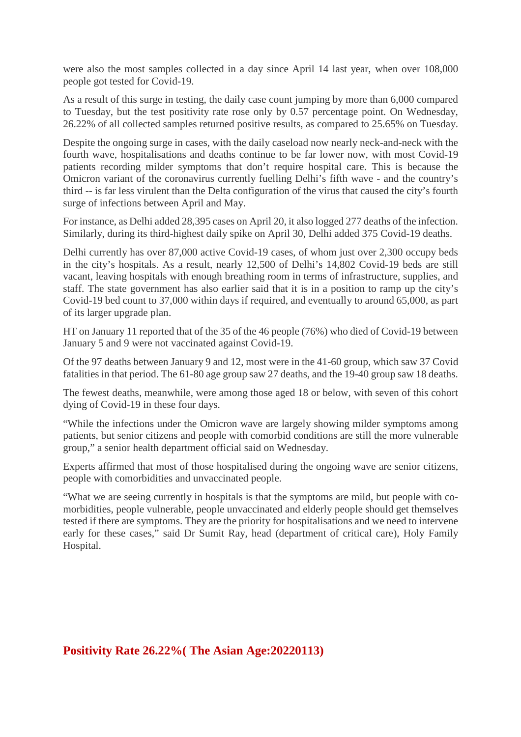were also the most samples collected in a day since April 14 last year, when over 108,000 people got tested for Covid-19.

As a result of this surge in testing, the daily case count jumping by more than 6,000 compared to Tuesday, but the test positivity rate rose only by 0.57 percentage point. On Wednesday, 26.22% of all collected samples returned positive results, as compared to 25.65% on Tuesday.

Despite the ongoing surge in cases, with the daily caseload now nearly neck-and-neck with the fourth wave, hospitalisations and deaths continue to be far lower now, with most Covid-19 patients recording milder symptoms that don't require hospital care. This is because the Omicron variant of the coronavirus currently fuelling Delhi's fifth wave - and the country's third -- is far less virulent than the Delta configuration of the virus that caused the city's fourth surge of infections between April and May.

For instance, as Delhi added 28,395 cases on April 20, it also logged 277 deaths of the infection. Similarly, during its third-highest daily spike on April 30, Delhi added 375 Covid-19 deaths.

Delhi currently has over 87,000 active Covid-19 cases, of whom just over 2,300 occupy beds in the city's hospitals. As a result, nearly 12,500 of Delhi's 14,802 Covid-19 beds are still vacant, leaving hospitals with enough breathing room in terms of infrastructure, supplies, and staff. The state government has also earlier said that it is in a position to ramp up the city's Covid-19 bed count to 37,000 within days if required, and eventually to around 65,000, as part of its larger upgrade plan.

HT on January 11 reported that of the 35 of the 46 people (76%) who died of Covid-19 between January 5 and 9 were not vaccinated against Covid-19.

Of the 97 deaths between January 9 and 12, most were in the 41-60 group, which saw 37 Covid fatalities in that period. The 61-80 age group saw 27 deaths, and the 19-40 group saw 18 deaths.

The fewest deaths, meanwhile, were among those aged 18 or below, with seven of this cohort dying of Covid-19 in these four days.

"While the infections under the Omicron wave are largely showing milder symptoms among patients, but senior citizens and people with comorbid conditions are still the more vulnerable group," a senior health department official said on Wednesday.

Experts affirmed that most of those hospitalised during the ongoing wave are senior citizens, people with comorbidities and unvaccinated people.

"What we are seeing currently in hospitals is that the symptoms are mild, but people with co-morbidities, people vulnerable, people unvaccinated and elderly people should get themselves tested if there are symptoms. They are the priority for hospitalisations and we need to intervene early for these cases," said Dr Sumit Ray, head (department of critical care), Holy Family Hospital.

## Positivity Rate 26.22%( The Asian Age:20220113)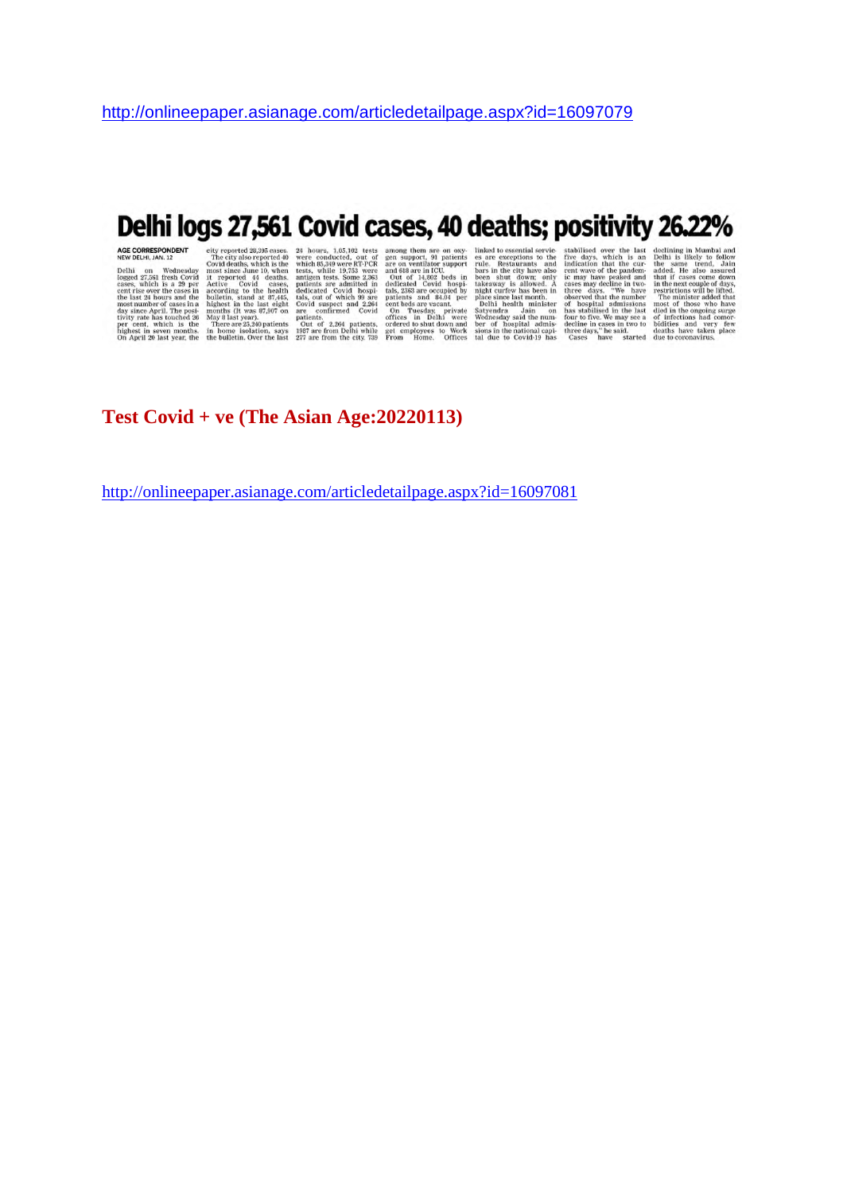http://onlineepaper.asianage.com/articledetailpage.aspx?id=16097079

# Delhi logs 27,561 Covid cases, 40 deaths; positivity 26.22%

**AGE CORRESPONDENT**
NEW DELHI, JAN. 12

Delhi on Wednesday logged 27,561 fresh Covid cases, which is a 29 per cent rise over the cases in the last 24 hours and the most number of cases in a day since April. The positivity rate has touched 26 per cent, which is the highest in seven months. On April 20 last year, the city reported 28,395 cases.

The city also reported 40 Covid deaths, which is the most since June 10, when it reported 44 deaths. Active Covid cases, according to the health bulletin, stand at 87,445, highest in the last eight months (It was 87,907 on May 8 last year).

There are 25,240 patients in home isolation, says the bulletin. Over the last 24 hours, 1,05,102 tests were conducted, out of which 85,349 were RT-PCR tests, while 19,753 were antigen tests. Some 2,363 patients are admitted in dedicated Covid hospitals, out of which 99 are Covid suspect and 2,264 are confirmed Covid patients.

Out of 2,264 patients, 1987 are from Delhi while 277 are from the city. 739 among them are on oxygen support, 91 patients are on ventilator support and 618 are in ICU.

Out of 14,802 beds in dedicated Covid hospitals, 2363 are occupied by patients and 84.04 per cent beds are vacant.

On Tuesday, private offices in Delhi were ordered to shut down and get employees to Work From Home. Offices linked to essential services are exceptions to the rule. Restaurants and bars in the city have also been shut down; only takeaway is allowed. A night curfew has been in place since last month.

Delhi health minister Satyendra Jain on Wednesday said the number of hospital admissions in the national capital due to Covid-19 has stabilised over the last five days, which is an indication that the current wave of the pandemic may have peaked and cases may decline in two-three days. "We have observed that the number of hospital admissions has stabilised in the last four to five. We may see a decline in cases in two to three days," he said.

Cases have started declining in Mumbai and Delhi is likely to follow the same trend, Jain added. He also assured that if cases come down in the next couple of days, restrictions will be lifted.

The minister added that most of those who have died in the ongoing surge of infections had comorbidities and very few deaths have taken place due to coronavirus.

**Test Covid + ve (The Asian Age:20220113)**

http://onlineepaper.asianage.com/articledetailpage.aspx?id=16097081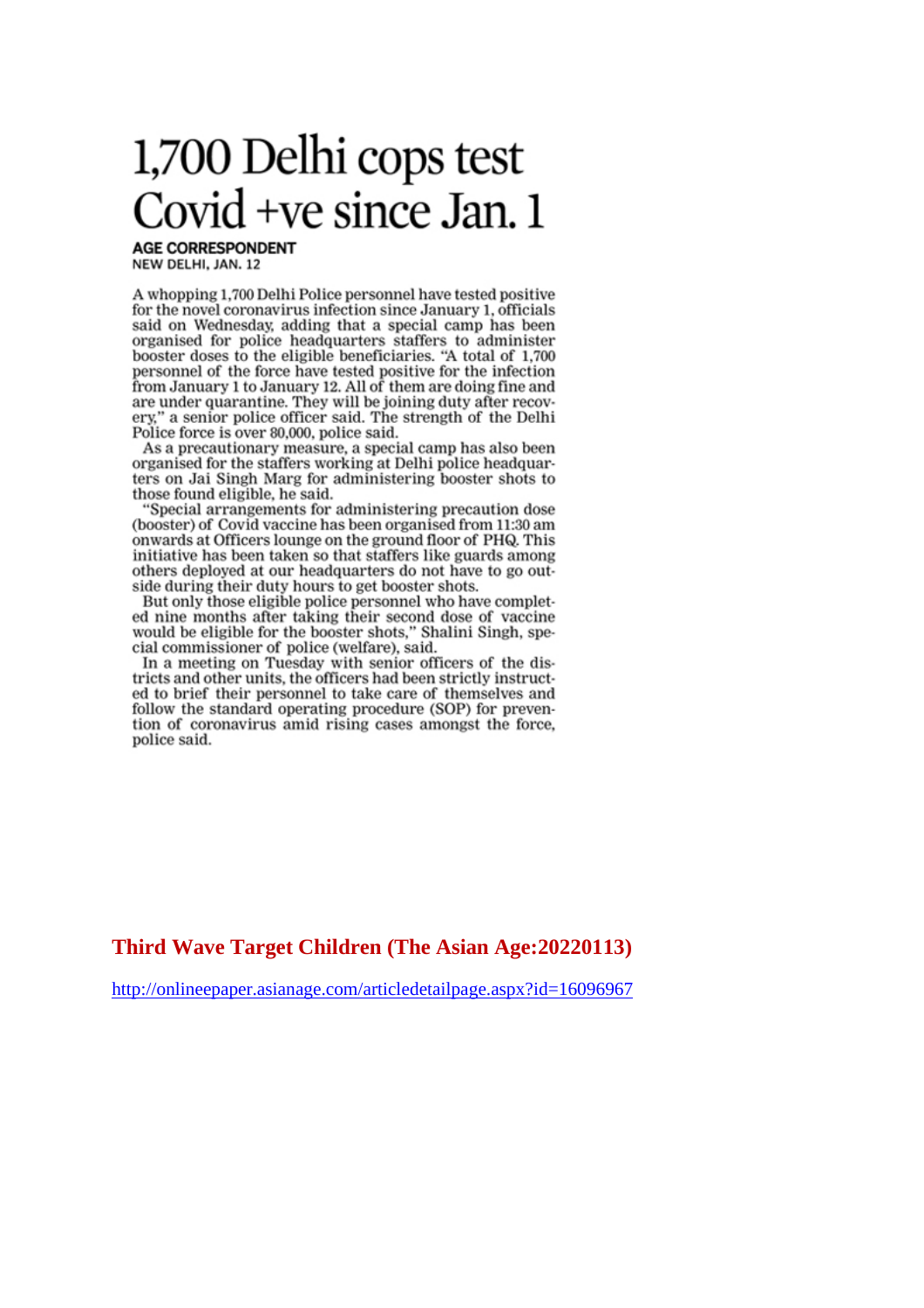# 1,700 Delhi cops test Covid +ve since Jan. 1

**AGE CORRESPONDENT**
NEW DELHI, JAN. 12

A whopping 1,700 Delhi Police personnel have tested positive for the novel coronavirus infection since January 1, officials said on Wednesday, adding that a special camp has been organised for police headquarters staffers to administer booster doses to the eligible beneficiaries. "A total of 1,700 personnel of the force have tested positive for the infection from January 1 to January 12. All of them are doing fine and are under quarantine. They will be joining duty after recovery," a senior police officer said. The strength of the Delhi Police force is over 80,000, police said.

As a precautionary measure, a special camp has also been organised for the staffers working at Delhi police headquarters on Jai Singh Marg for administering booster shots to those found eligible, he said.

"Special arrangements for administering precaution dose (booster) of Covid vaccine has been organised from 11:30 am onwards at Officers lounge on the ground floor of PHQ. This initiative has been taken so that staffers like guards among others deployed at our headquarters do not have to go outside during their duty hours to get booster shots.

But only those eligible police personnel who have completed nine months after taking their second dose of vaccine would be eligible for the booster shots," Shalini Singh, special commissioner of police (welfare), said.

In a meeting on Tuesday with senior officers of the districts and other units, the officers had been strictly instructed to brief their personnel to take care of themselves and follow the standard operating procedure (SOP) for prevention of coronavirus amid rising cases amongst the force, police said.

## Third Wave Target Children (The Asian Age:20220113)

http://onlineepaper.asianage.com/articledetailpage.aspx?id=16096967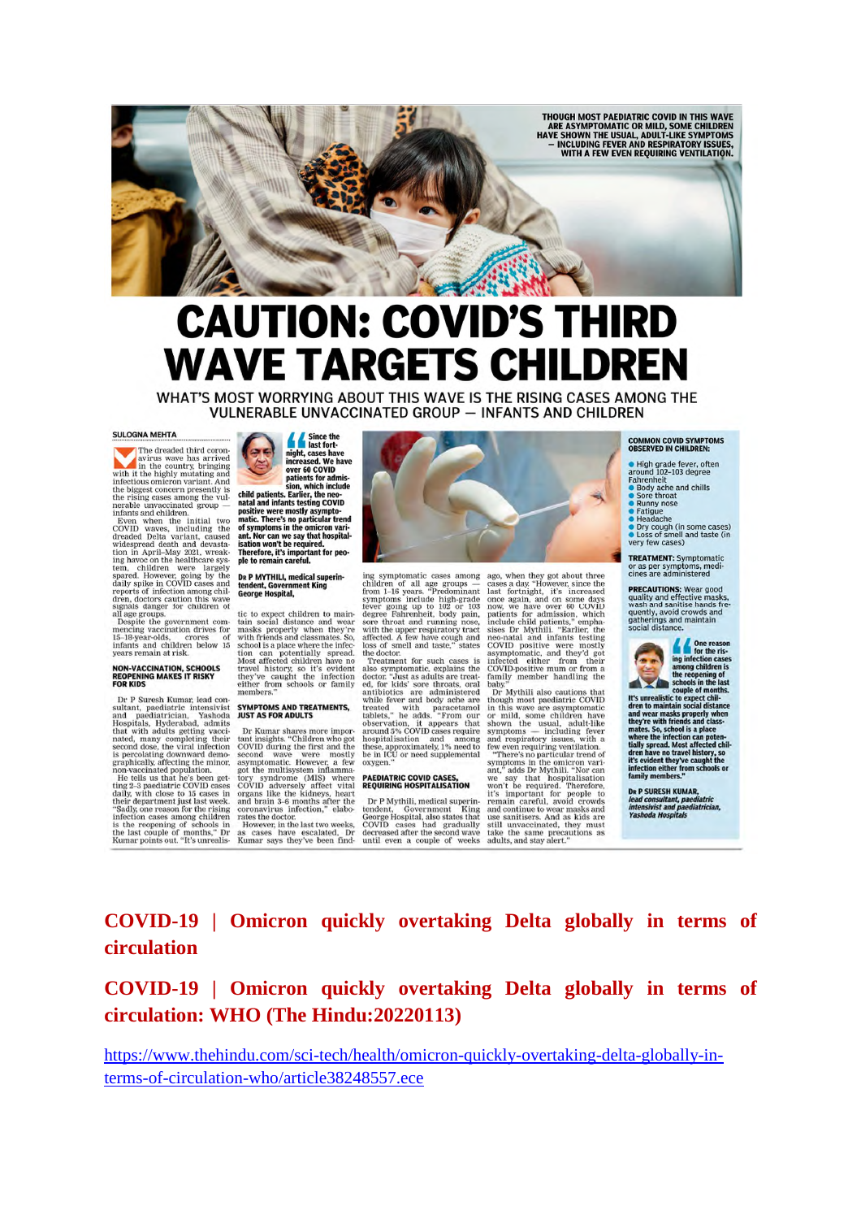THOUGH MOST PAEDIATRIC COVID IN THIS WAVE ARE ASYMPTOMATIC OR MILD, SOME CHILDREN HAVE SHOWN THE USUAL, ADULT-LIKE SYMPTOMS — INCLUDING FEVER AND RESPIRATORY ISSUES, WITH A FEW EVEN REQUIRING VENTILATION.

# CAUTION: COVID'S THIRD WAVE TARGETS CHILDREN

WHAT'S MOST WORRYING ABOUT THIS WAVE IS THE RISING CASES AMONG THE VULNERABLE UNVACCINATED GROUP — INFANTS AND CHILDREN

SULOGNA MEHTA

The dreaded third coronavirus wave has arrived in the country, bringing with it the highly mutating and infectious omicron variant. And the biggest concern presently is the rising cases among the vulnerable unvaccinated group — infants and children.

Even when the initial two COVID waves, including the dreaded Delta variant, caused widespread death and devastation in April–May 2021, wreaking havoc on the healthcare system, children were largely spared. However, going by the daily spike in COVID cases and reports of infection among children, doctors caution this wave signals danger for children of all age groups.

Despite the government commencing vaccination drives for 15–18-year-olds, crores of infants and children below 15 years remain at risk.

**NON-VACCINATION, SCHOOLS REOPENING MAKES IT RISKY FOR KIDS**

Dr P Suresh Kumar, lead consultant, paediatric intensivist and paediatrician, Yashoda Hospitals, Hyderabad, admits that with adults getting vaccinated, many completing their second dose, the viral infection is percolating downward demographically, affecting the minor, non-vaccinated population.

He tells us that he's been getting 2–3 paediatric COVID cases daily, with close to 15 cases in their department just last week. "Sadly, one reason for the rising infection cases among children is the reopening of schools in the last couple of months," Dr Kumar points out. "It's unrealistic to expect children to maintain social distance and wear masks properly when they're with friends and classmates. So, school is a place where the infection can potentially spread. Most affected children have no travel history, so it's evident they've caught the infection either from schools or family members."

> **"Since the last fortnight, cases have increased. We have over 60 COVID patients for admission, which include child patients. Earlier, the neo-natal and infants testing COVID positive were mostly asymptomatic. There's no particular trend of symptoms in the omicron variant. Nor can we say that hospitalisation won't be required. Therefore, it's important for people to remain careful.**
>
> **DR P MYTHILI, medical superintendent, Government King George Hospital,**

**SYMPTOMS AND TREATMENTS, JUST AS FOR ADULTS**

Dr Kumar shares more important insights. "Children who got COVID during the first and the second wave were mostly asymptomatic. However, a few got the multisystem inflammatory syndrome (MIS) where COVID adversely affect vital organs like the kidneys, heart and brain 3-6 months after the coronavirus infection," elaborates the doctor.

However, in the last two weeks, as cases have escalated, Dr Kumar says they've been finding symptomatic cases among children of all age groups — from 1–16 years. "Predominant symptoms include high-grade fever going up to 102 or 103 degree Fahrenheit, body pain, sore throat and running nose, loss of smell and taste," states with the upper respiratory tract affected. A few have cough and loss of smell and taste," states the doctor.

Treatment for such cases is also symptomatic, explains the doctor. "Just as adults are treated, for kids' sore throats, oral antibiotics are administered while fever and body ache are treated with paracetamol tablets," he adds. "From our observation, it appears that around 5% COVID cases require hospitalisation and among these, approximately, 1% need to be in ICU or need supplemental oxygen."

**PAEDIATRIC COVID CASES, REQUIRING HOSPITALISATION**

Dr P Mythili, medical superintendent, Government King George Hospital, also states that COVID cases had gradually decreased after the second wave until even a couple of weeks ago, when they got about three cases a day. "However, since the last fortnight, it's increased once again, and on some days now, we have over 60 COVID patients for admission, which include child patients," emphasises Dr Mythili. "Earlier, the neo-natal and infants testing COVID positive were mostly asymptomatic, and they'd got infected either from their COVID-positive mum or from a family member handling the baby."

Dr Mythili also cautions that though most paediatric COVID in this wave are asymptomatic or mild, some children have shown the usual, adult-like symptoms — including fever and respiratory issues, with a few even requiring ventilation. "There's no particular trend of symptoms in the omicron variant," adds Dr Mythili. "Nor can we say that hospitalisation won't be required. Therefore, it's important for people to remain careful, avoid crowds and continue to wear masks and use sanitisers. And as kids are still unvaccinated, they must take the same precautions as adults, and stay alert."

**COMMON COVID SYMPTOMS OBSERVED IN CHILDREN:**

- High grade fever, often around 102–103 degree Fahrenheit
- Body ache and chills
- Sore throat
- Runny nose
- Fatigue
- Headache
- Dry cough (in some cases)
- Loss of smell and taste (in very few cases)

**TREATMENT:** Symptomatic or as per symptoms, medicines are administered

**PRECAUTIONS:** Wear good quality and effective masks, wash and sanitise hands frequently, avoid crowds and gatherings and maintain social distance.

> **One reason for the rising infection cases among children is the reopening of schools in the last couple of months. It's unrealistic to expect children to maintain social distance and wear masks properly when they're with friends and classmates. So, school is a place where the infection can potentially spread. Most affected children have no travel history, so it's evident they've caught the infection either from schools or family members."**
>
> **DR P SURESH KUMAR,** *lead consultant, paediatric intensivist and paediatrician, Yashoda Hospitals*

## COVID-19 | Omicron quickly overtaking Delta globally in terms of circulation

## COVID-19 | Omicron quickly overtaking Delta globally in terms of circulation: WHO (The Hindu:20220113)

https://www.thehindu.com/sci-tech/health/omicron-quickly-overtaking-delta-globally-in-terms-of-circulation-who/article38248557.ece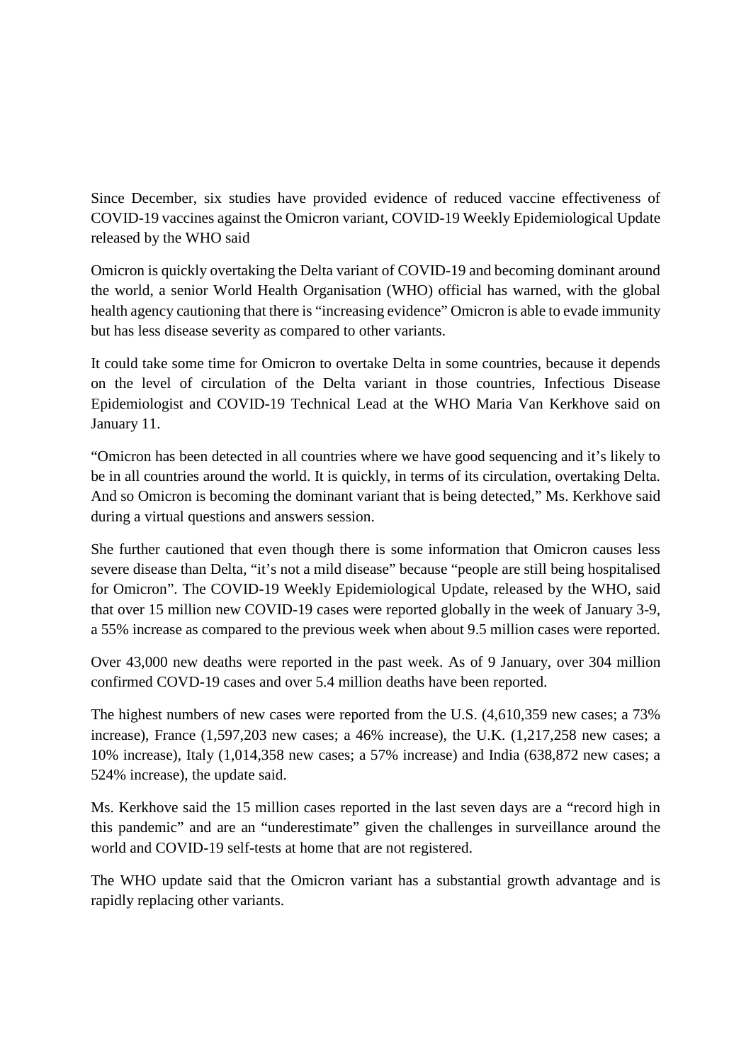Since December, six studies have provided evidence of reduced vaccine effectiveness of COVID-19 vaccines against the Omicron variant, COVID-19 Weekly Epidemiological Update released by the WHO said

Omicron is quickly overtaking the Delta variant of COVID-19 and becoming dominant around the world, a senior World Health Organisation (WHO) official has warned, with the global health agency cautioning that there is "increasing evidence" Omicron is able to evade immunity but has less disease severity as compared to other variants.

It could take some time for Omicron to overtake Delta in some countries, because it depends on the level of circulation of the Delta variant in those countries, Infectious Disease Epidemiologist and COVID-19 Technical Lead at the WHO Maria Van Kerkhove said on January 11.

"Omicron has been detected in all countries where we have good sequencing and it's likely to be in all countries around the world. It is quickly, in terms of its circulation, overtaking Delta. And so Omicron is becoming the dominant variant that is being detected," Ms. Kerkhove said during a virtual questions and answers session.

She further cautioned that even though there is some information that Omicron causes less severe disease than Delta, "it's not a mild disease" because "people are still being hospitalised for Omicron". The COVID-19 Weekly Epidemiological Update, released by the WHO, said that over 15 million new COVID-19 cases were reported globally in the week of January 3-9, a 55% increase as compared to the previous week when about 9.5 million cases were reported.

Over 43,000 new deaths were reported in the past week. As of 9 January, over 304 million confirmed COVD-19 cases and over 5.4 million deaths have been reported.

The highest numbers of new cases were reported from the U.S. (4,610,359 new cases; a 73% increase), France (1,597,203 new cases; a 46% increase), the U.K. (1,217,258 new cases; a 10% increase), Italy (1,014,358 new cases; a 57% increase) and India (638,872 new cases; a 524% increase), the update said.

Ms. Kerkhove said the 15 million cases reported in the last seven days are a "record high in this pandemic" and are an "underestimate" given the challenges in surveillance around the world and COVID-19 self-tests at home that are not registered.

The WHO update said that the Omicron variant has a substantial growth advantage and is rapidly replacing other variants.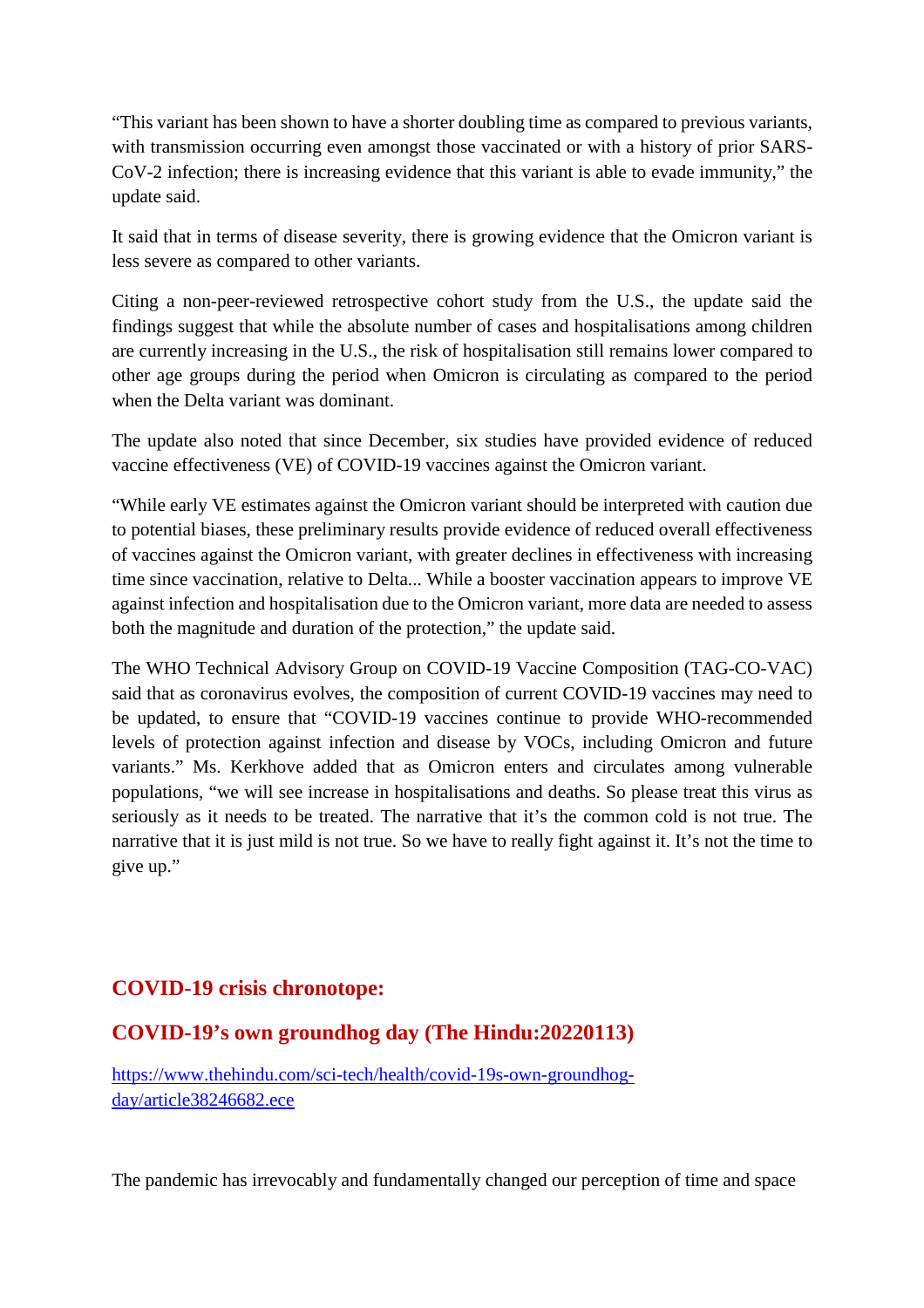"This variant has been shown to have a shorter doubling time as compared to previous variants, with transmission occurring even amongst those vaccinated or with a history of prior SARS-CoV-2 infection; there is increasing evidence that this variant is able to evade immunity," the update said.

It said that in terms of disease severity, there is growing evidence that the Omicron variant is less severe as compared to other variants.

Citing a non-peer-reviewed retrospective cohort study from the U.S., the update said the findings suggest that while the absolute number of cases and hospitalisations among children are currently increasing in the U.S., the risk of hospitalisation still remains lower compared to other age groups during the period when Omicron is circulating as compared to the period when the Delta variant was dominant.

The update also noted that since December, six studies have provided evidence of reduced vaccine effectiveness (VE) of COVID-19 vaccines against the Omicron variant.

"While early VE estimates against the Omicron variant should be interpreted with caution due to potential biases, these preliminary results provide evidence of reduced overall effectiveness of vaccines against the Omicron variant, with greater declines in effectiveness with increasing time since vaccination, relative to Delta... While a booster vaccination appears to improve VE against infection and hospitalisation due to the Omicron variant, more data are needed to assess both the magnitude and duration of the protection," the update said.

The WHO Technical Advisory Group on COVID-19 Vaccine Composition (TAG-CO-VAC) said that as coronavirus evolves, the composition of current COVID-19 vaccines may need to be updated, to ensure that "COVID-19 vaccines continue to provide WHO-recommended levels of protection against infection and disease by VOCs, including Omicron and future variants." Ms. Kerkhove added that as Omicron enters and circulates among vulnerable populations, "we will see increase in hospitalisations and deaths. So please treat this virus as seriously as it needs to be treated. The narrative that it's the common cold is not true. The narrative that it is just mild is not true. So we have to really fight against it. It's not the time to give up."

## COVID-19 crisis chronotope:

## COVID-19's own groundhog day (The Hindu:20220113)

https://www.thehindu.com/sci-tech/health/covid-19s-own-groundhog-day/article38246682.ece

The pandemic has irrevocably and fundamentally changed our perception of time and space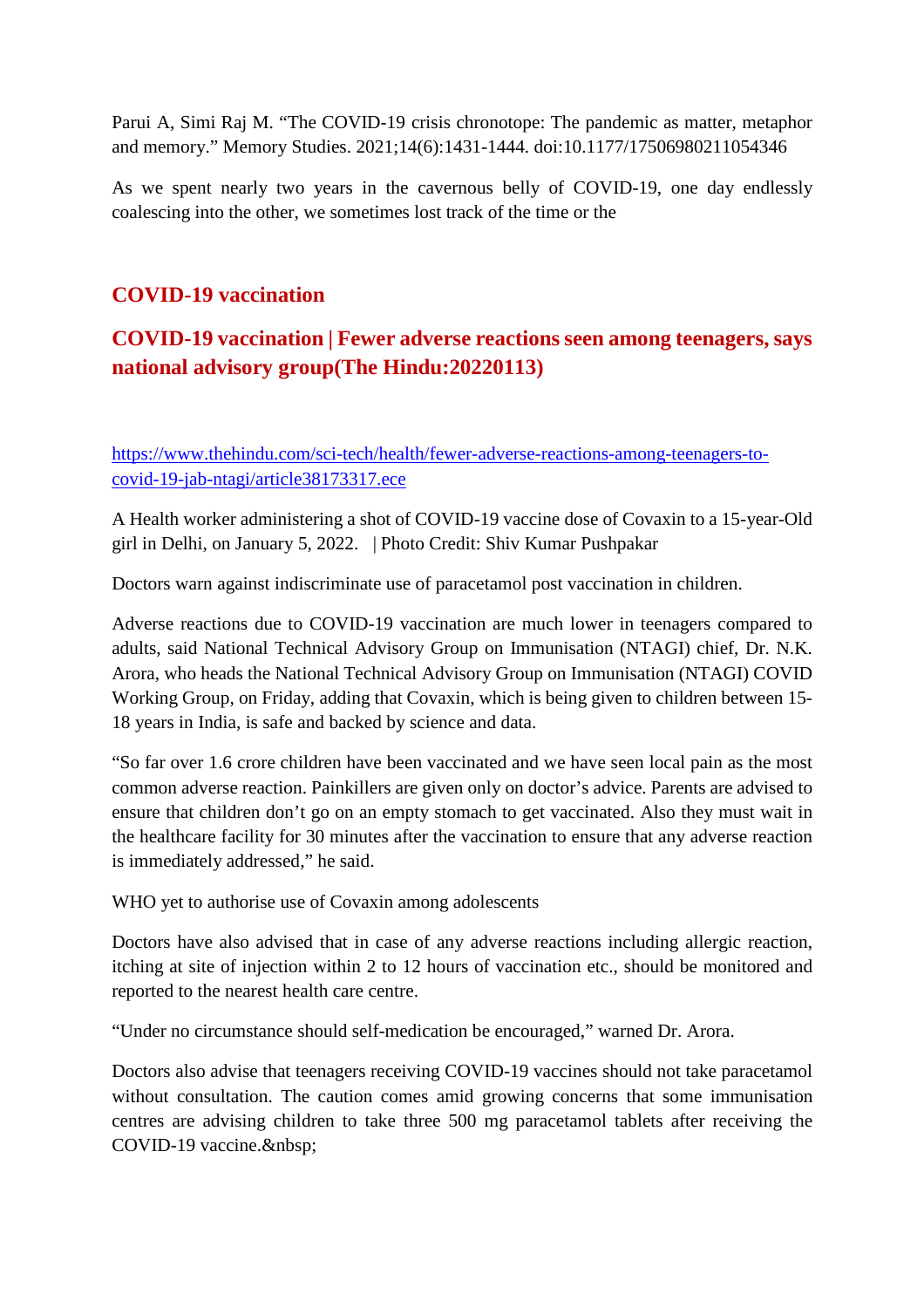Parui A, Simi Raj M. “The COVID-19 crisis chronotope: The pandemic as matter, metaphor and memory.” Memory Studies. 2021;14(6):1431-1444. doi:10.1177/17506980211054346

As we spent nearly two years in the cavernous belly of COVID-19, one day endlessly coalescing into the other, we sometimes lost track of the time or the

## COVID-19 vaccination

## COVID-19 vaccination | Fewer adverse reactions seen among teenagers, says national advisory group(The Hindu:20220113)

https://www.thehindu.com/sci-tech/health/fewer-adverse-reactions-among-teenagers-to-covid-19-jab-ntagi/article38173317.ece

A Health worker administering a shot of COVID-19 vaccine dose of Covaxin to a 15-year-Old girl in Delhi, on January 5, 2022. | Photo Credit: Shiv Kumar Pushpakar

Doctors warn against indiscriminate use of paracetamol post vaccination in children.

Adverse reactions due to COVID-19 vaccination are much lower in teenagers compared to adults, said National Technical Advisory Group on Immunisation (NTAGI) chief, Dr. N.K. Arora, who heads the National Technical Advisory Group on Immunisation (NTAGI) COVID Working Group, on Friday, adding that Covaxin, which is being given to children between 15-18 years in India, is safe and backed by science and data.

“So far over 1.6 crore children have been vaccinated and we have seen local pain as the most common adverse reaction. Painkillers are given only on doctor’s advice. Parents are advised to ensure that children don’t go on an empty stomach to get vaccinated. Also they must wait in the healthcare facility for 30 minutes after the vaccination to ensure that any adverse reaction is immediately addressed,” he said.

WHO yet to authorise use of Covaxin among adolescents

Doctors have also advised that in case of any adverse reactions including allergic reaction, itching at site of injection within 2 to 12 hours of vaccination etc., should be monitored and reported to the nearest health care centre.

“Under no circumstance should self-medication be encouraged,” warned Dr. Arora.

Doctors also advise that teenagers receiving COVID-19 vaccines should not take paracetamol without consultation. The caution comes amid growing concerns that some immunisation centres are advising children to take three 500 mg paracetamol tablets after receiving the COVID-19 vaccine.&nbsp;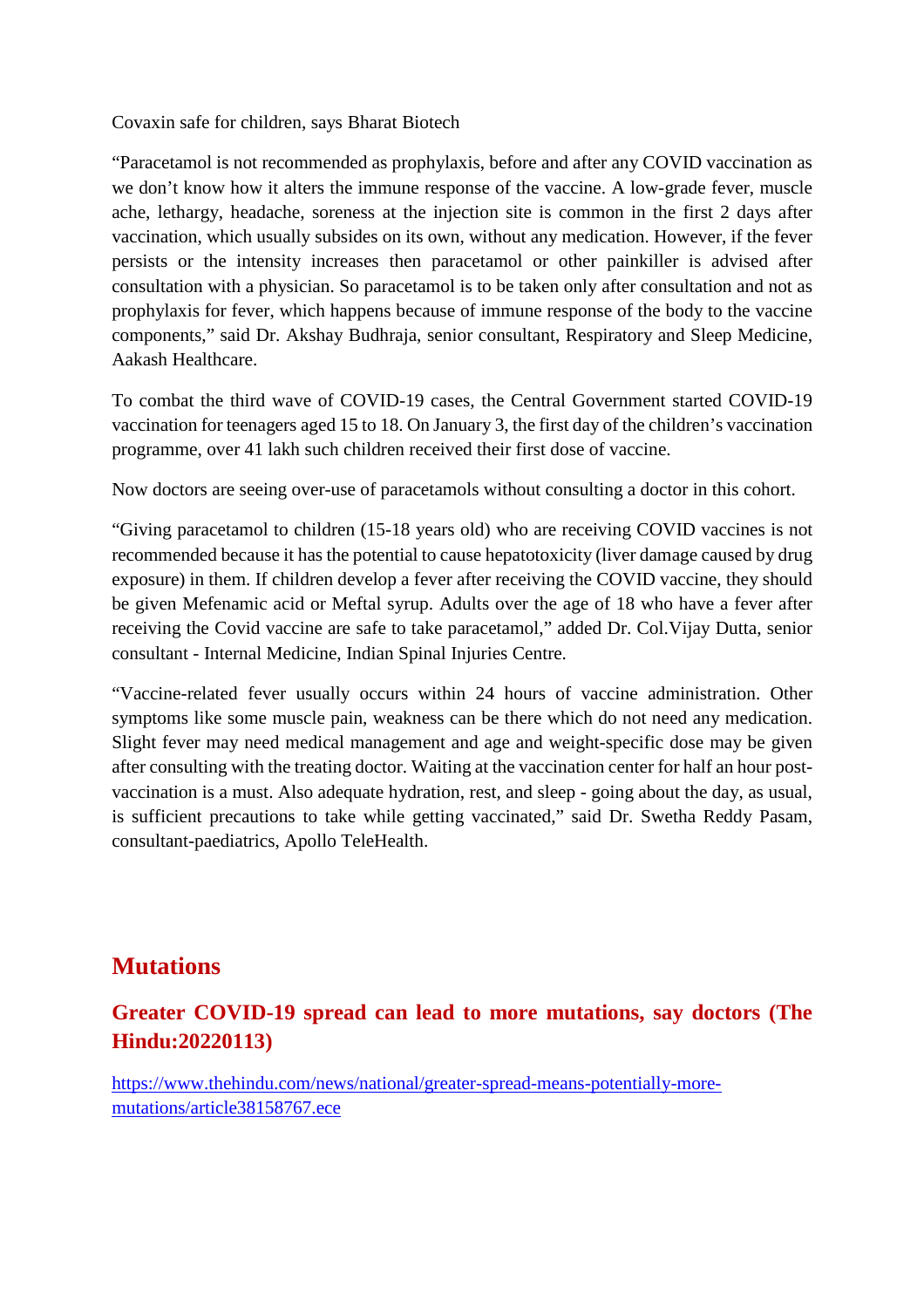Covaxin safe for children, says Bharat Biotech

"Paracetamol is not recommended as prophylaxis, before and after any COVID vaccination as we don't know how it alters the immune response of the vaccine. A low-grade fever, muscle ache, lethargy, headache, soreness at the injection site is common in the first 2 days after vaccination, which usually subsides on its own, without any medication. However, if the fever persists or the intensity increases then paracetamol or other painkiller is advised after consultation with a physician. So paracetamol is to be taken only after consultation and not as prophylaxis for fever, which happens because of immune response of the body to the vaccine components," said Dr. Akshay Budhraja, senior consultant, Respiratory and Sleep Medicine, Aakash Healthcare.

To combat the third wave of COVID-19 cases, the Central Government started COVID-19 vaccination for teenagers aged 15 to 18. On January 3, the first day of the children's vaccination programme, over 41 lakh such children received their first dose of vaccine.

Now doctors are seeing over-use of paracetamols without consulting a doctor in this cohort.

"Giving paracetamol to children (15-18 years old) who are receiving COVID vaccines is not recommended because it has the potential to cause hepatotoxicity (liver damage caused by drug exposure) in them. If children develop a fever after receiving the COVID vaccine, they should be given Mefenamic acid or Meftal syrup. Adults over the age of 18 who have a fever after receiving the Covid vaccine are safe to take paracetamol," added Dr. Col.Vijay Dutta, senior consultant - Internal Medicine, Indian Spinal Injuries Centre.

"Vaccine-related fever usually occurs within 24 hours of vaccine administration. Other symptoms like some muscle pain, weakness can be there which do not need any medication. Slight fever may need medical management and age and weight-specific dose may be given after consulting with the treating doctor. Waiting at the vaccination center for half an hour post-vaccination is a must. Also adequate hydration, rest, and sleep - going about the day, as usual, is sufficient precautions to take while getting vaccinated," said Dr. Swetha Reddy Pasam, consultant-paediatrics, Apollo TeleHealth.

# Mutations

## Greater COVID-19 spread can lead to more mutations, say doctors (The Hindu:20220113)

https://www.thehindu.com/news/national/greater-spread-means-potentially-more-mutations/article38158767.ece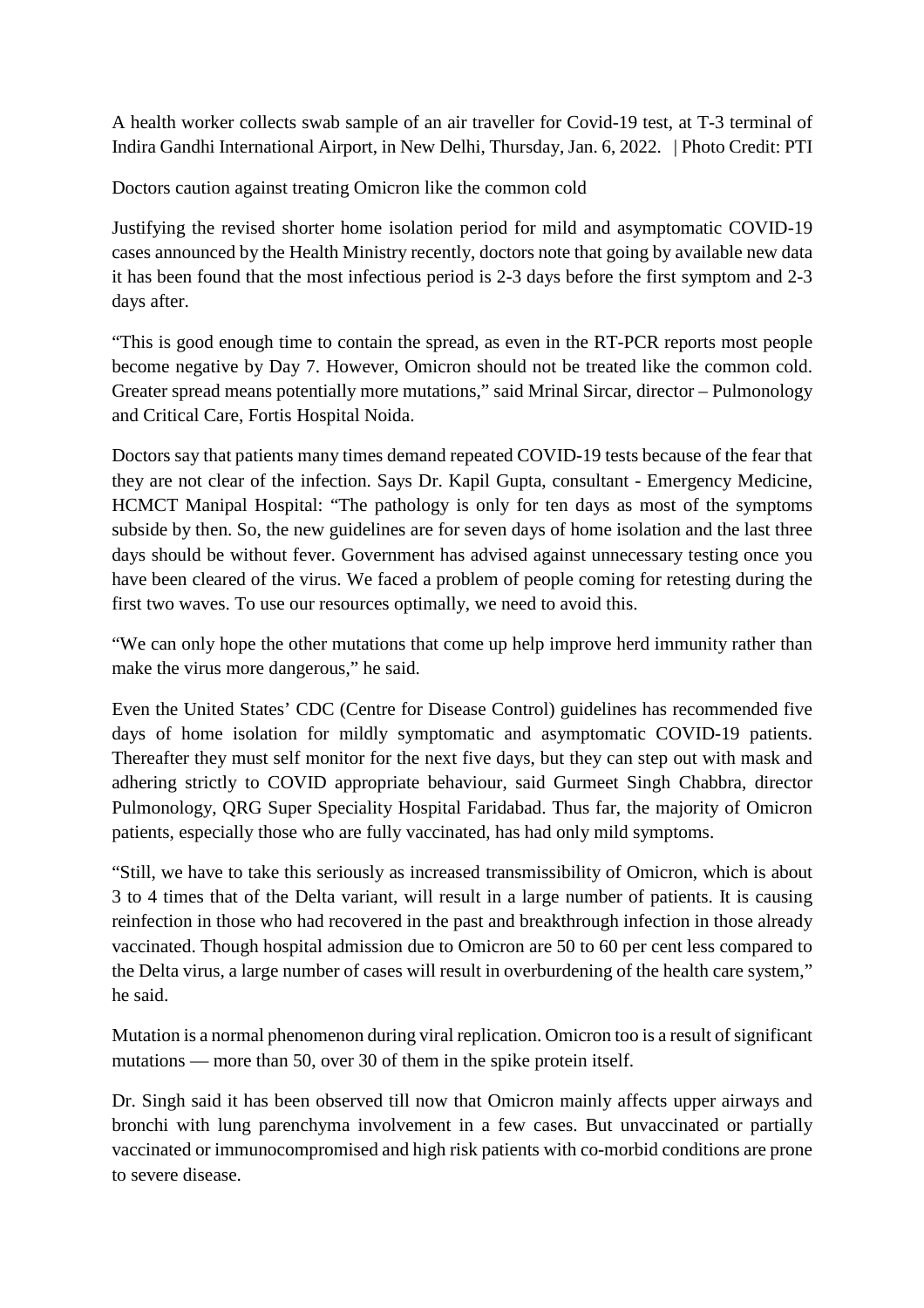A health worker collects swab sample of an air traveller for Covid-19 test, at T-3 terminal of Indira Gandhi International Airport, in New Delhi, Thursday, Jan. 6, 2022. | Photo Credit: PTI

## Doctors caution against treating Omicron like the common cold

Justifying the revised shorter home isolation period for mild and asymptomatic COVID-19 cases announced by the Health Ministry recently, doctors note that going by available new data it has been found that the most infectious period is 2-3 days before the first symptom and 2-3 days after.

"This is good enough time to contain the spread, as even in the RT-PCR reports most people become negative by Day 7. However, Omicron should not be treated like the common cold. Greater spread means potentially more mutations," said Mrinal Sircar, director – Pulmonology and Critical Care, Fortis Hospital Noida.

Doctors say that patients many times demand repeated COVID-19 tests because of the fear that they are not clear of the infection. Says Dr. Kapil Gupta, consultant - Emergency Medicine, HCMCT Manipal Hospital: "The pathology is only for ten days as most of the symptoms subside by then. So, the new guidelines are for seven days of home isolation and the last three days should be without fever. Government has advised against unnecessary testing once you have been cleared of the virus. We faced a problem of people coming for retesting during the first two waves. To use our resources optimally, we need to avoid this.

"We can only hope the other mutations that come up help improve herd immunity rather than make the virus more dangerous," he said.

Even the United States' CDC (Centre for Disease Control) guidelines has recommended five days of home isolation for mildly symptomatic and asymptomatic COVID-19 patients. Thereafter they must self monitor for the next five days, but they can step out with mask and adhering strictly to COVID appropriate behaviour, said Gurmeet Singh Chabbra, director Pulmonology, QRG Super Speciality Hospital Faridabad. Thus far, the majority of Omicron patients, especially those who are fully vaccinated, has had only mild symptoms.

"Still, we have to take this seriously as increased transmissibility of Omicron, which is about 3 to 4 times that of the Delta variant, will result in a large number of patients. It is causing reinfection in those who had recovered in the past and breakthrough infection in those already vaccinated. Though hospital admission due to Omicron are 50 to 60 per cent less compared to the Delta virus, a large number of cases will result in overburdening of the health care system," he said.

Mutation is a normal phenomenon during viral replication. Omicron too is a result of significant mutations — more than 50, over 30 of them in the spike protein itself.

Dr. Singh said it has been observed till now that Omicron mainly affects upper airways and bronchi with lung parenchyma involvement in a few cases. But unvaccinated or partially vaccinated or immunocompromised and high risk patients with co-morbid conditions are prone to severe disease.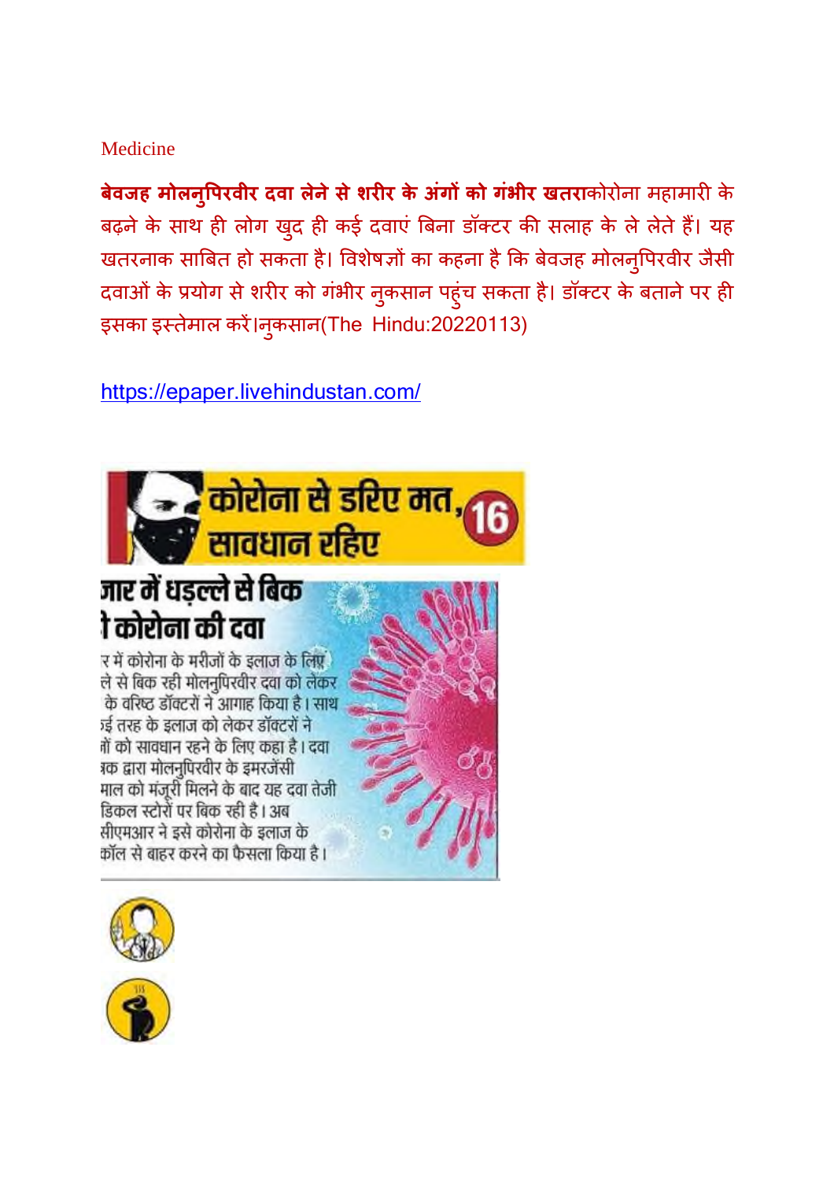Medicine

**बेवजह मोलनुपिरवीर दवा लेने से शरीर के अंगों को गंभीर खतरा**कोरोना महामारी के बढ़ने के साथ ही लोग खुद ही कई दवाएं बिना डॉक्टर की सलाह के ले लेते हैं। यह खतरनाक साबित हो सकता है। विशेषज्ञों का कहना है कि बेवजह मोलनुपिरवीर जैसी दवाओं के प्रयोग से शरीर को गंभीर नुकसान पहुंच सकता है। डॉक्टर के बताने पर ही इसका इस्तेमाल करें।नुकसान(The Hindu:20220113)

https://epaper.livehindustan.com/

कोरोना से डरिए मत, सावधान रहिए 16

जार में धड़ल्ले से बिक
ी कोरोना की दवा

र में कोरोना के मरीजों के इलाज के लिए
ले से बिक रही मोलनुपिरवीर दवा को लेकर
के वरिष्ठ डॉक्टरों ने आगाह किया है। साथ
ई तरह के इलाज को लेकर डॉक्टरों ने
ों को सावधान रहने के लिए कहा है। दवा
त्रक द्वारा मोलनुपिरवीर के इमरजेंसी
माल को मंजूरी मिलने के बाद यह दवा तेजी
डिकल स्टोरों पर बिक रही है। अब
सीएमआर ने इसे कोरोना के इलाज के
कॉल से बाहर करने का फैसला किया है।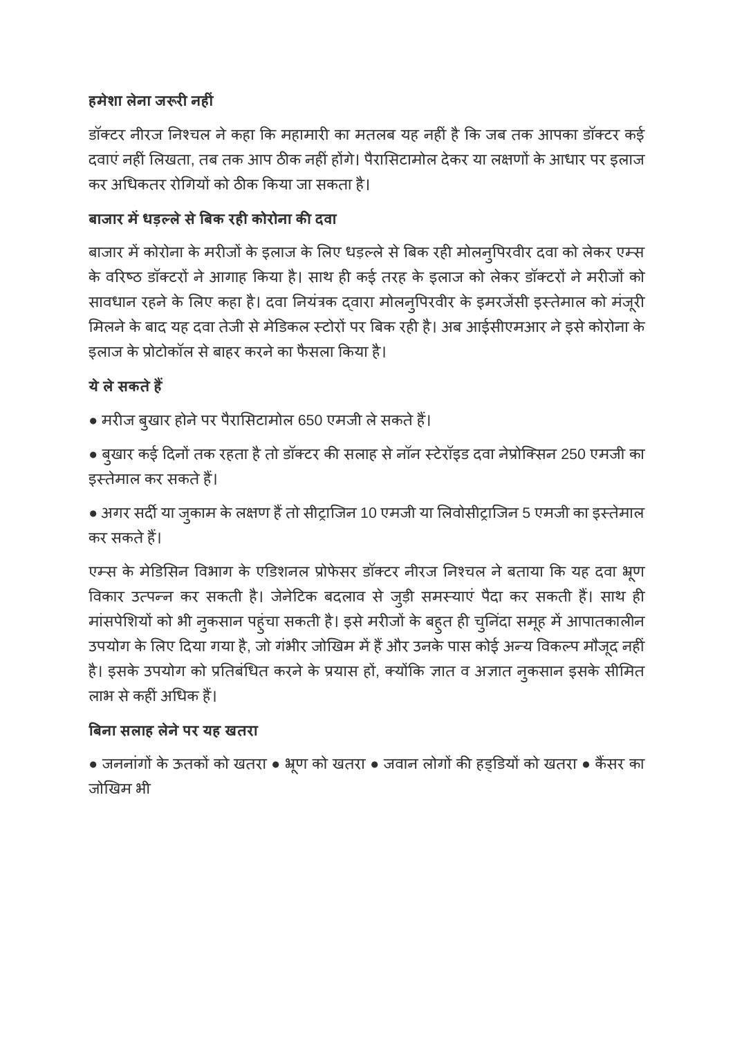**हमेशा लेना जरूरी नहीं**

डॉक्टर नीरज निश्चल ने कहा कि महामारी का मतलब यह नहीं है कि जब तक आपका डॉक्टर कई दवाएं नहीं लिखता, तब तक आप ठीक नहीं होंगे। पैरासिटामोल देकर या लक्षणों के आधार पर इलाज कर अधिकतर रोगियों को ठीक किया जा सकता है।

**बाजार में धड़ल्ले से बिक रही कोरोना की दवा**

बाजार में कोरोना के मरीजों के इलाज के लिए धड़ल्ले से बिक रही मोलनुपिरवीर दवा को लेकर एम्स के वरिष्ठ डॉक्टरों ने आगाह किया है। साथ ही कई तरह के इलाज को लेकर डॉक्टरों ने मरीजों को सावधान रहने के लिए कहा है। दवा नियंत्रक द्वारा मोलनुपिरवीर के इमरजेंसी इस्तेमाल को मंजूरी मिलने के बाद यह दवा तेजी से मेडिकल स्टोरों पर बिक रही है। अब आईसीएमआर ने इसे कोरोना के इलाज के प्रोटोकॉल से बाहर करने का फैसला किया है।

**ये ले सकते हैं**

- मरीज बुखार होने पर पैरासिटामोल 650 एमजी ले सकते हैं।
- बुखार कई दिनों तक रहता है तो डॉक्टर की सलाह से नॉन स्टेरॉइड दवा नेप्रोक्सिन 250 एमजी का इस्तेमाल कर सकते हैं।
- अगर सर्दी या जुकाम के लक्षण हैं तो सीट्राजिन 10 एमजी या लिवोसीट्राजिन 5 एमजी का इस्तेमाल कर सकते हैं।

एम्स के मेडिसिन विभाग के एडिशनल प्रोफेसर डॉक्टर नीरज निश्चल ने बताया कि यह दवा भ्रूण विकार उत्पन्न कर सकती है। जेनेटिक बदलाव से जुड़ी समस्याएं पैदा कर सकती हैं। साथ ही मांसपेशियों को भी नुकसान पहुंचा सकती है। इसे मरीजों के बहुत ही चुनिंदा समूह में आपातकालीन उपयोग के लिए दिया गया है, जो गंभीर जोखिम में हैं और उनके पास कोई अन्य विकल्प मौजूद नहीं है। इसके उपयोग को प्रतिबंधित करने के प्रयास हों, क्योंकि ज्ञात व अज्ञात नुकसान इसके सीमित लाभ से कहीं अधिक हैं।

**बिना सलाह लेने पर यह खतरा**

● जननांगों के ऊतकों को खतरा ● भ्रूण को खतरा ● जवान लोगों की हड्डियों को खतरा ● कैंसर का जोखिम भी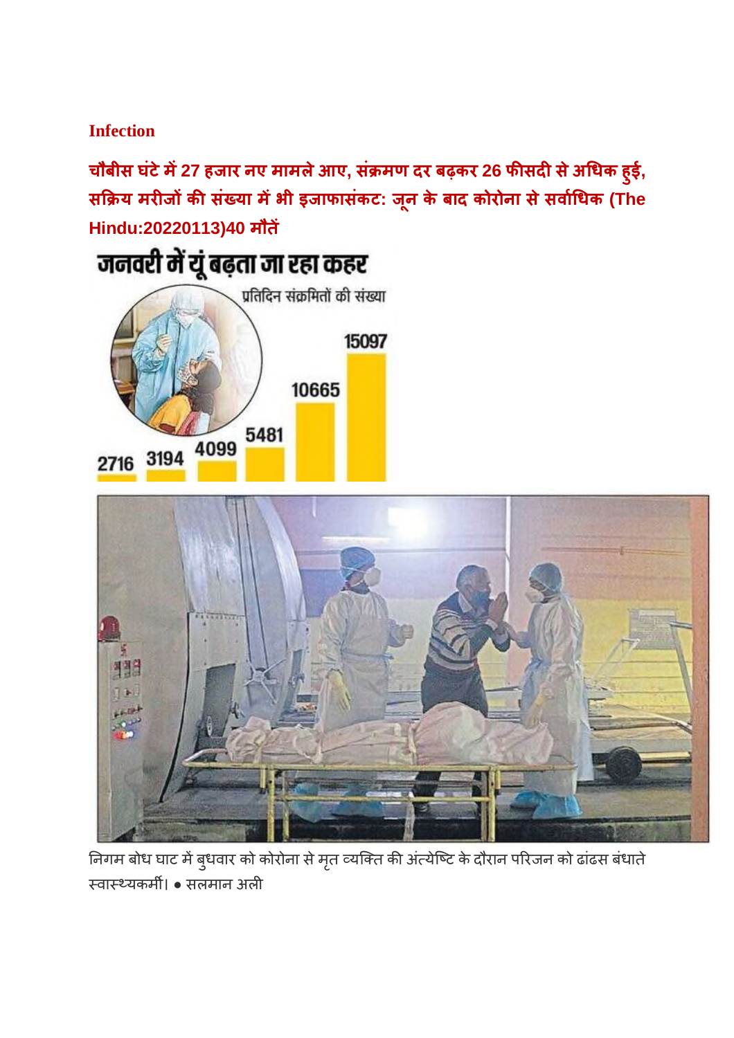**Infection**

**चौबीस घंटे में 27 हजार नए मामले आए, संक्रमण दर बढ़कर 26 फीसदी से अधिक हुई, सक्रिय मरीजों की संख्या में भी इजाफासंकट: जून के बाद कोरोना से सर्वाधिक (The Hindu:20220113)40 मौतें**

जनवरी में यूं बढ़ता जा रहा कहर

प्रतिदिन संक्रमितों की संख्या

2716 3194 4099 5481 10665 15097

निगम बोध घाट में बुधवार को कोरोना से मृत व्यक्ति की अंत्येष्टि के दौरान परिजन को ढांढस बंधाते स्वास्थ्यकर्मी। ● सलमान अली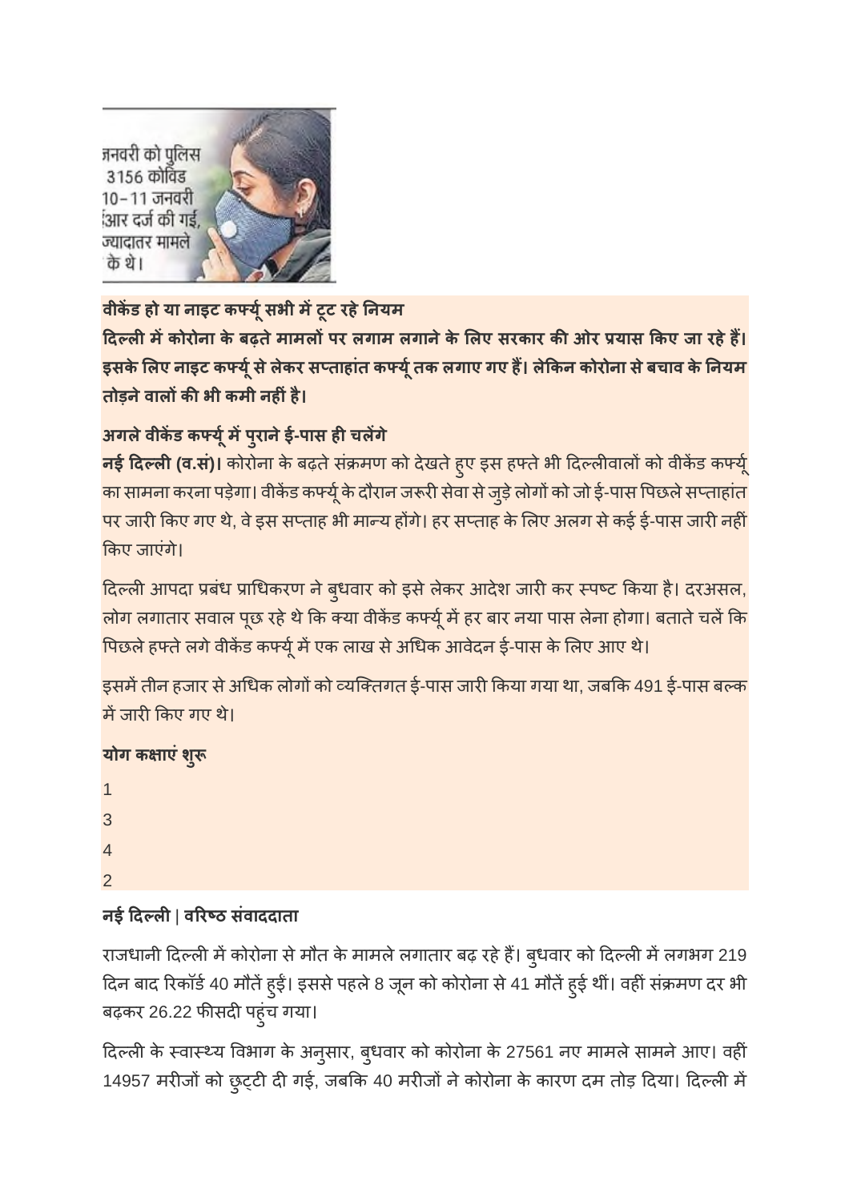जनवरी को पुलिस
3156 कोविड
10-11 जनवरी
आर दर्ज की गई,
ज्यादातर मामले
के थे।

**वीकेंड हो या नाइट कर्फ्यू सभी में टूट रहे नियम**

**दिल्ली में कोरोना के बढ़ते मामलों पर लगाम लगाने के लिए सरकार की ओर प्रयास किए जा रहे हैं। इसके लिए नाइट कर्फ्यू से लेकर सप्ताहांत कर्फ्यू तक लगाए गए हैं। लेकिन कोरोना से बचाव के नियम तोड़ने वालों की भी कमी नहीं है।**

**अगले वीकेंड कर्फ्यू में पुराने ई-पास ही चलेंगे**

**नई दिल्ली (व.सं)।** कोरोना के बढ़ते संक्रमण को देखते हुए इस हफ्ते भी दिल्लीवालों को वीकेंड कर्फ्यू का सामना करना पड़ेगा। वीकेंड कर्फ्यू के दौरान जरूरी सेवा से जुड़े लोगों को जो ई-पास पिछले सप्ताहांत पर जारी किए गए थे, वे इस सप्ताह भी मान्य होंगे। हर सप्ताह के लिए अलग से कई ई-पास जारी नहीं किए जाएंगे।

दिल्ली आपदा प्रबंध प्राधिकरण ने बुधवार को इसे लेकर आदेश जारी कर स्पष्ट किया है। दरअसल, लोग लगातार सवाल पूछ रहे थे कि क्या वीकेंड कर्फ्यू में हर बार नया पास लेना होगा। बताते चलें कि पिछले हफ्ते लगे वीकेंड कर्फ्यू में एक लाख से अधिक आवेदन ई-पास के लिए आए थे।

इसमें तीन हजार से अधिक लोगों को व्यक्तिगत ई-पास जारी किया गया था, जबकि 491 ई-पास बल्क में जारी किए गए थे।

**योग कक्षाएं शुरू**

1

3

4

2

**नई दिल्ली | वरिष्ठ संवाददाता**

राजधानी दिल्ली में कोरोना से मौत के मामले लगातार बढ़ रहे हैं। बुधवार को दिल्ली में लगभग 219 दिन बाद रिकॉर्ड 40 मौतें हुईं। इससे पहले 8 जून को कोरोना से 41 मौतें हुई थीं। वहीं संक्रमण दर भी बढ़कर 26.22 फीसदी पहुंच गया।

दिल्ली के स्वास्थ्य विभाग के अनुसार, बुधवार को कोरोना के 27561 नए मामले सामने आए। वहीं 14957 मरीजों को छुट्टी दी गई, जबकि 40 मरीजों ने कोरोना के कारण दम तोड़ दिया। दिल्ली में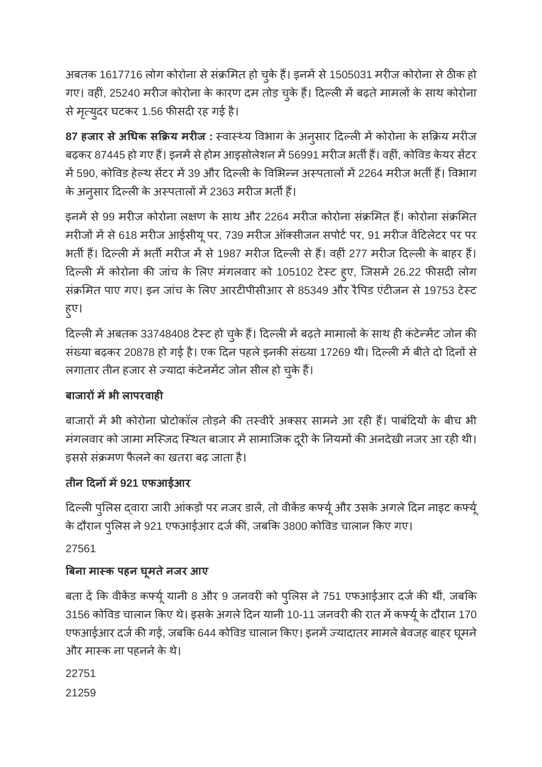अबतक 1617716 लोग कोरोना से संक्रमित हो चुके हैं। इनमें से 1505031 मरीज कोरोना से ठीक हो गए। वहीं, 25240 मरीज कोरोना के कारण दम तोड़ चुके हैं। दिल्ली में बढ़ते मामलों के साथ कोरोना से मृत्युदर घटकर 1.56 फीसदी रह गई है।

**87 हजार से अधिक सक्रिय मरीज :** स्वास्थ्य विभाग के अनुसार दिल्ली में कोरोना के सक्रिय मरीज बढ़कर 87445 हो गए हैं। इनमें से होम आइसोलेशन में 56991 मरीज भर्ती हैं। वहीं, कोविड केयर सेंटर में 590, कोविड हेल्थ सेंटर में 39 और दिल्ली के विभिन्न अस्पतालों में 2264 मरीज भर्ती हैं। विभाग के अनुसार दिल्ली के अस्पतालों में 2363 मरीज भर्ती हैं।

इनमें से 99 मरीज कोरोना लक्षण के साथ और 2264 मरीज कोरोना संक्रमित हैं। कोरोना संक्रमित मरीजों में से 618 मरीज आईसीयू पर, 739 मरीज ऑक्सीजन सपोर्ट पर, 91 मरीज वेंटिलेटर पर पर भर्ती हैं। दिल्ली में भर्ती मरीज में से 1987 मरीज दिल्ली से हैं। वहीं 277 मरीज दिल्ली के बाहर हैं। दिल्ली में कोरोना की जांच के लिए मंगलवार को 105102 टेस्ट हुए, जिसमें 26.22 फीसदी लोग संक्रमित पाए गए। इन जांच के लिए आरटीपीसीआर से 85349 और रैपिड एंटीजन से 19753 टेस्ट हुए।

दिल्ली में अबतक 33748408 टेस्ट हो चुके हैं। दिल्ली में बढ़ते मामालों के साथ ही कंटेन्मेंट जोन की संख्या बढ़कर 20878 हो गई है। एक दिन पहले इनकी संख्या 17269 थी। दिल्ली में बीते दो दिनों से लगातार तीन हजार से ज्यादा कंटेनमेंट जोन सील हो चुके हैं।

**बाजारों में भी लापरवाही**

बाजारों में भी कोरोना प्रोटोकॉल तोड़ने की तस्वीरें अक्सर सामने आ रही हैं। पाबंदियों के बीच भी मंगलवार को जामा मस्जिद स्थित बाजार में सामाजिक दूरी के नियमों की अनदेखी नजर आ रही थी। इससे संक्रमण फैलने का खतरा बढ़ जाता है।

**तीन दिनों में 921 एफआईआर**

दिल्ली पुलिस द्वारा जारी आंकड़ों पर नजर डालें, तो वीकेंड कर्फ्यू और उसके अगले दिन नाइट कर्फ्यू के दौरान पुलिस ने 921 एफआईआर दर्ज कीं, जबकि 3800 कोविड चालान किए गए।

27561

**बिना मास्क पहन घूमते नजर आए**

बता दें कि वीकेंड कर्फ्यू यानी 8 और 9 जनवरी को पुलिस ने 751 एफआईआर दर्ज की थीं, जबकि 3156 कोविड चालान किए थे। इसके अगले दिन यानी 10-11 जनवरी की रात में कर्फ्यू के दौरान 170 एफआईआर दर्ज की गईं, जबकि 644 कोविड चालान किए। इनमें ज्यादातर मामले बेवजह बाहर घूमने और मास्क ना पहनने के थे।

22751

21259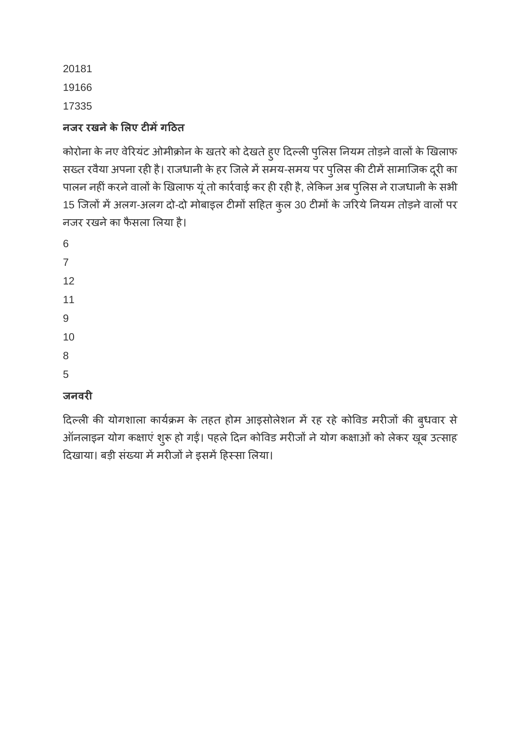20181

19166

17335

**नजर रखने के लिए टीमें गठित**

कोरोना के नए वेरियंट ओमीक्रोन के खतरे को देखते हुए दिल्ली पुलिस नियम तोड़ने वालों के खिलाफ सख्त रवैया अपना रही है। राजधानी के हर जिले में समय-समय पर पुलिस की टीमें सामाजिक दूरी का पालन नहीं करने वालों के खिलाफ यूं तो कार्रवाई कर ही रही है, लेकिन अब पुलिस ने राजधानी के सभी 15 जिलों में अलग-अलग दो-दो मोबाइल टीमों सहित कुल 30 टीमों के जरिये नियम तोड़ने वालों पर नजर रखने का फैसला लिया है।

6

7

12

11

9

10

8

5

**जनवरी**

दिल्ली की योगशाला कार्यक्रम के तहत होम आइसोलेशन में रह रहे कोविड मरीजों की बुधवार से ऑनलाइन योग कक्षाएं शुरू हो गईं। पहले दिन कोविड मरीजों ने योग कक्षाओं को लेकर खूब उत्साह दिखाया। बड़ी संख्या में मरीजों ने इसमें हिस्सा लिया।